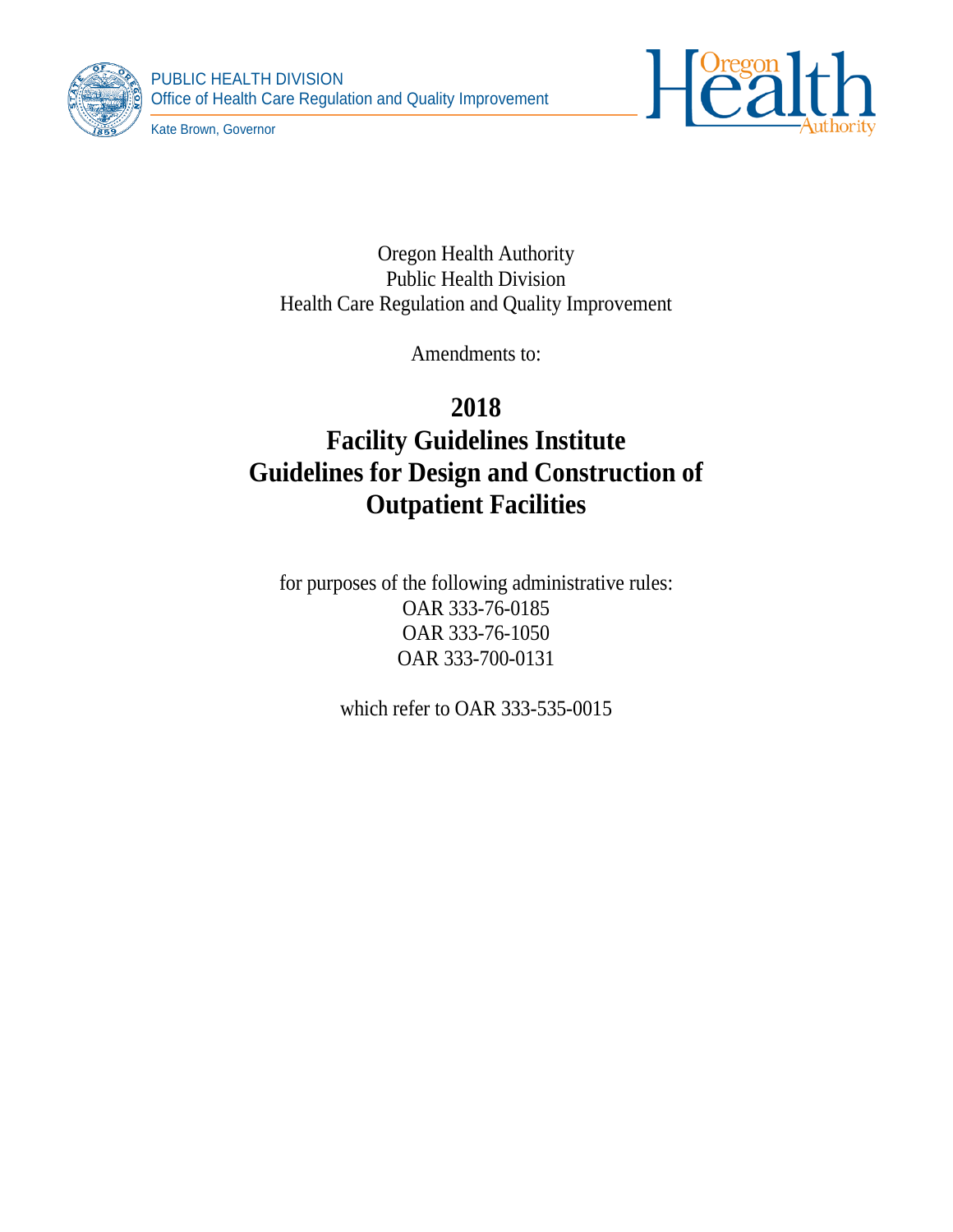PUBLIC HEALTH DIVISION
Office of Health Care Regulation and Quality Improvement

Kate Brown, Governor

Oregon Health Authority
Public Health Division
Health Care Regulation and Quality Improvement

Amendments to:

# 2018
# Facility Guidelines Institute
# Guidelines for Design and Construction of Outpatient Facilities

for purposes of the following administrative rules:
OAR 333-76-0185
OAR 333-76-1050
OAR 333-700-0131

which refer to OAR 333-535-0015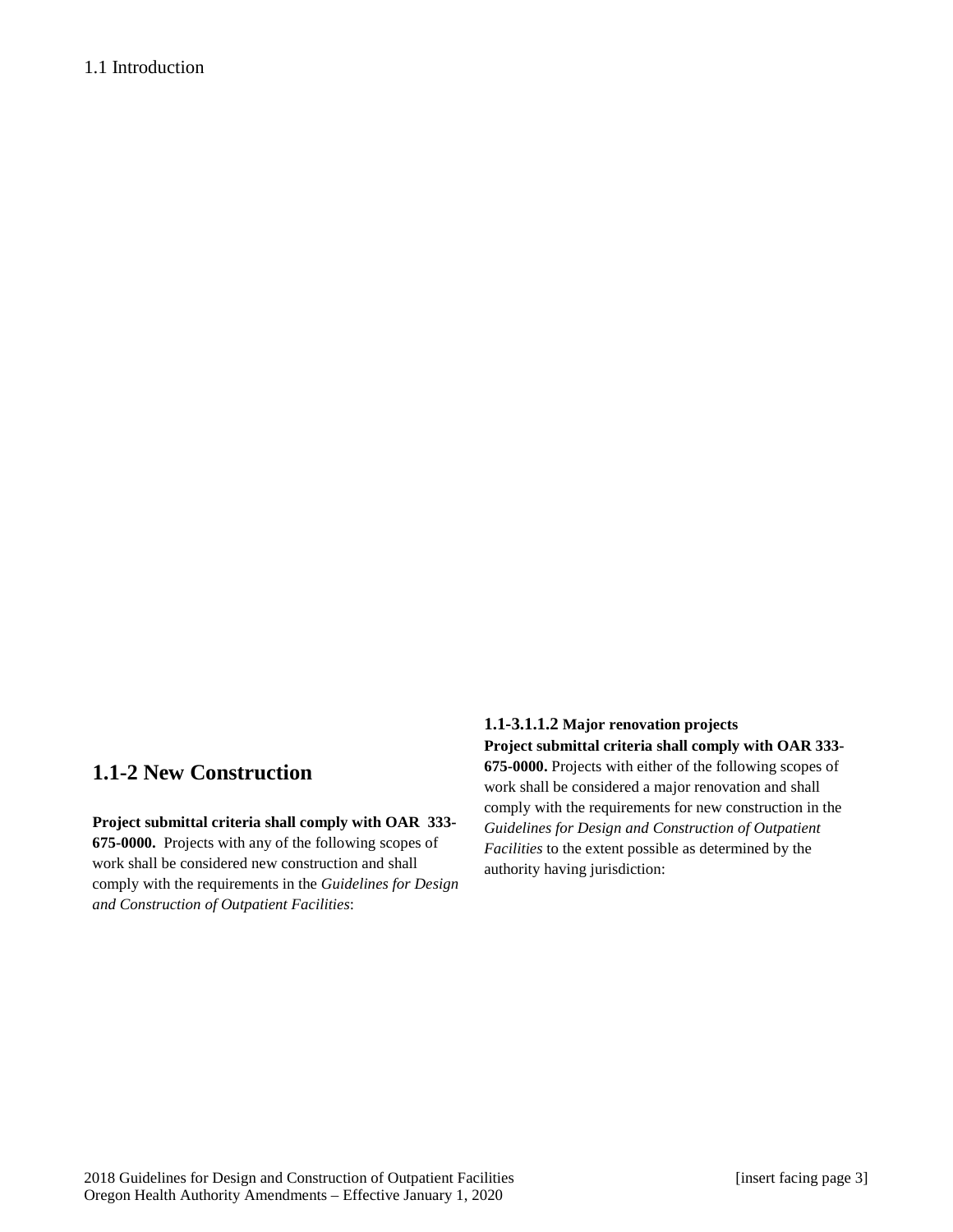1.1 Introduction

## 1.1-2 New Construction

**Project submittal criteria shall comply with OAR 333-675-0000.** Projects with any of the following scopes of work shall be considered new construction and shall comply with the requirements in the *Guidelines for Design and Construction of Outpatient Facilities*:

**1.1-3.1.1.2 Major renovation projects**
**Project submittal criteria shall comply with OAR 333-675-0000.** Projects with either of the following scopes of work shall be considered a major renovation and shall comply with the requirements for new construction in the *Guidelines for Design and Construction of Outpatient Facilities* to the extent possible as determined by the authority having jurisdiction: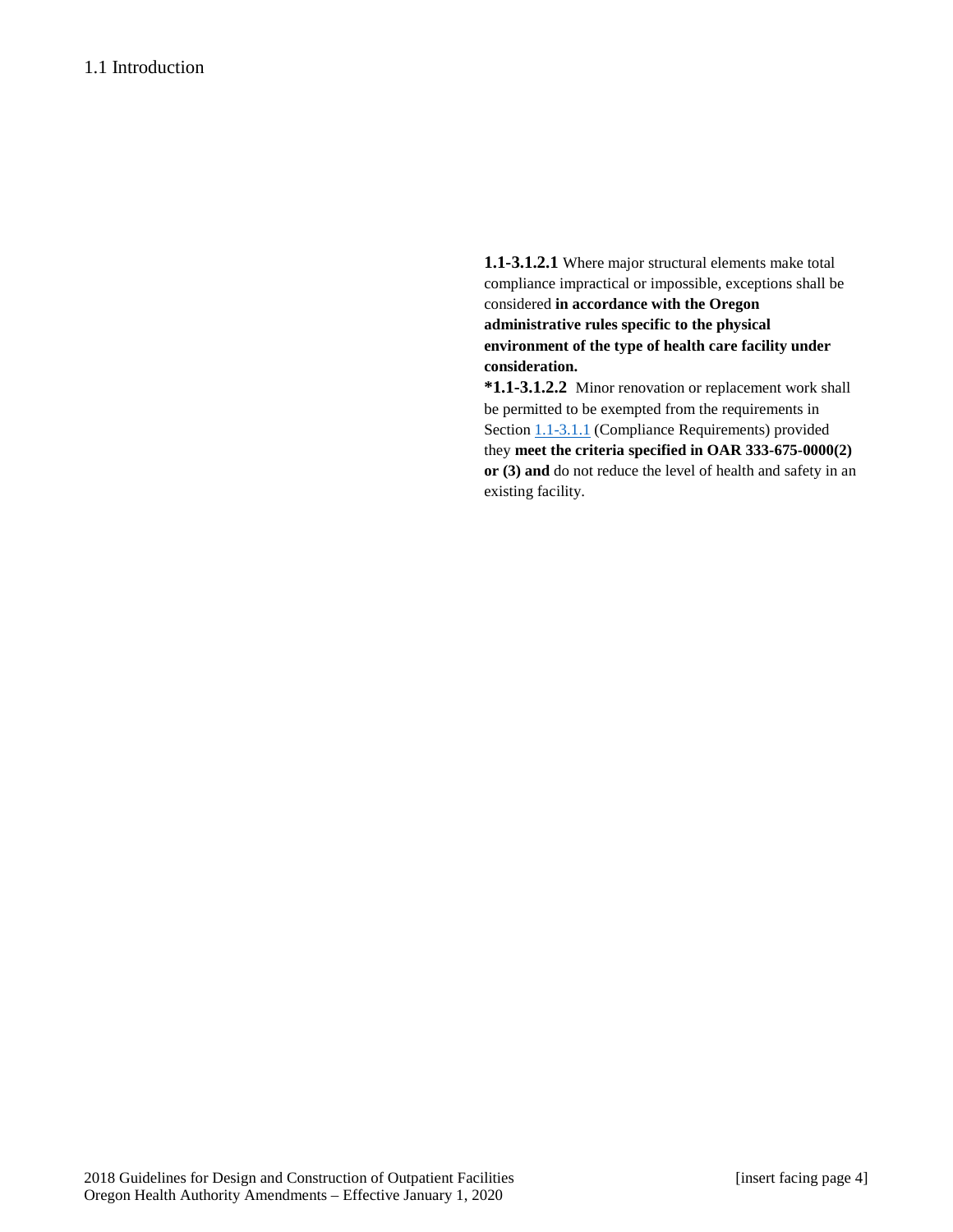**1.1-3.1.2.1** Where major structural elements make total compliance impractical or impossible, exceptions shall be considered **in accordance with the Oregon administrative rules specific to the physical environment of the type of health care facility under consideration.**

***1.1-3.1.2.2** Minor renovation or replacement work shall be permitted to be exempted from the requirements in Section 1.1-3.1.1 (Compliance Requirements) provided they **meet the criteria specified in OAR 333-675-0000(2) or (3) and** do not reduce the level of health and safety in an existing facility.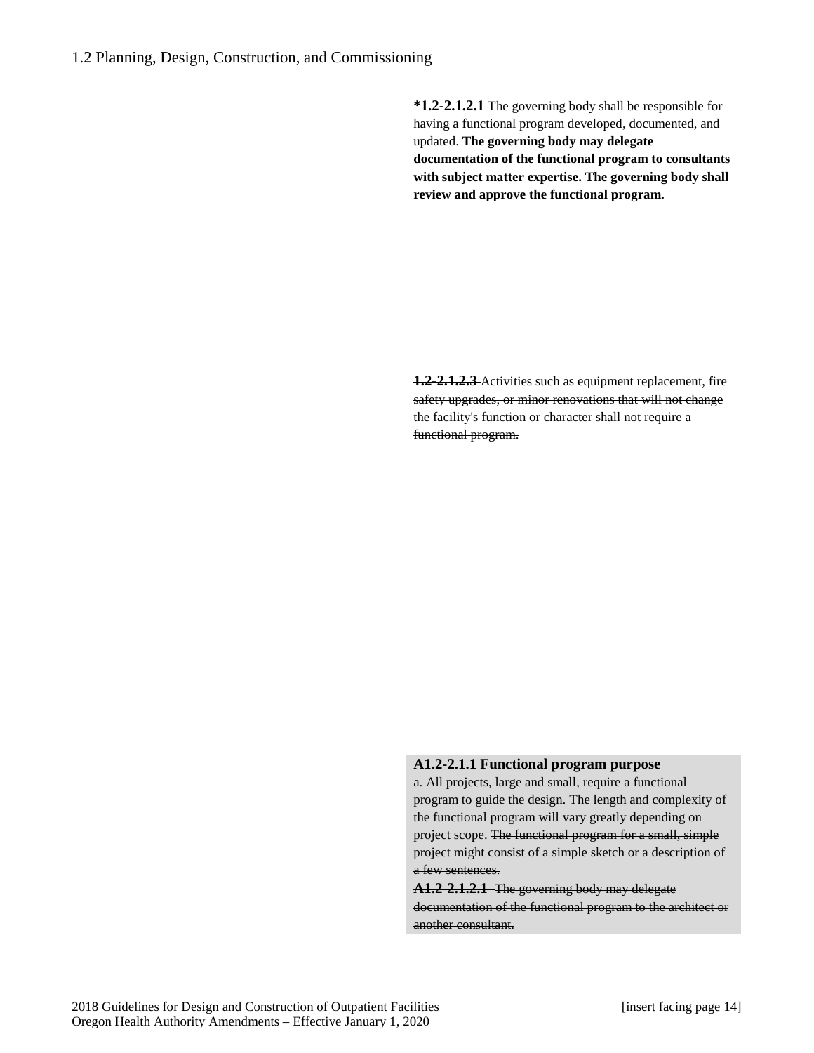# 1.2 Planning, Design, Construction, and Commissioning

**\*1.2-2.1.2.1** The governing body shall be responsible for having a functional program developed, documented, and updated. **The governing body may delegate documentation of the functional program to consultants with subject matter expertise. The governing body shall review and approve the functional program.**

~~**1.2-2.1.2.3** Activities such as equipment replacement, fire safety upgrades, or minor renovations that will not change the facility's function or character shall not require a functional program.~~

**A1.2-2.1.1 Functional program purpose**

a. All projects, large and small, require a functional program to guide the design. The length and complexity of the functional program will vary greatly depending on project scope. ~~The functional program for a small, simple project might consist of a simple sketch or a description of a few sentences.~~

~~**A1.2-2.1.2.1** The governing body may delegate documentation of the functional program to the architect or another consultant.~~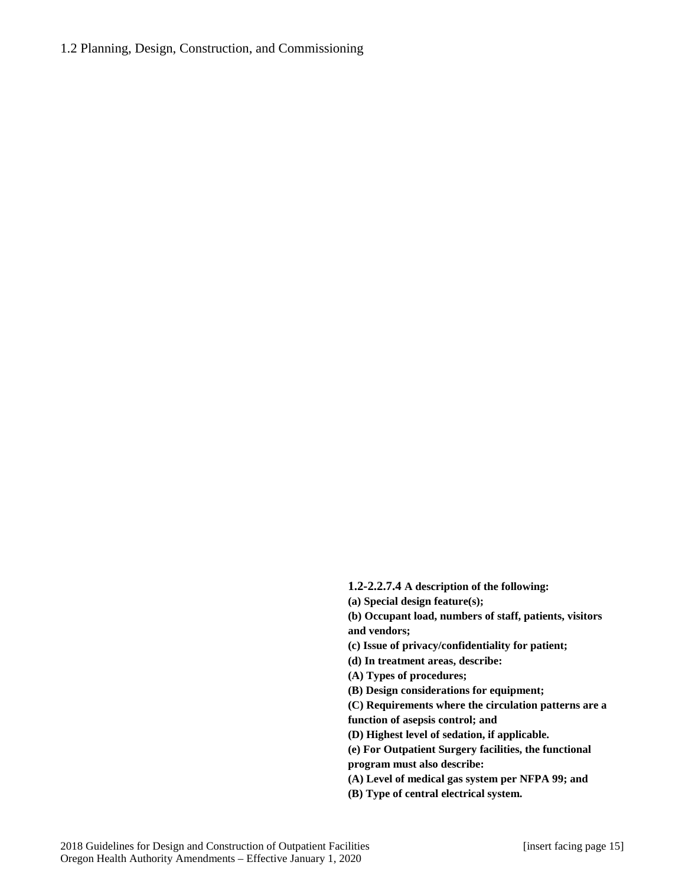**1.2-2.2.7.4 A description of the following:**

**(a) Special design feature(s);**

**(b) Occupant load, numbers of staff, patients, visitors and vendors;**

**(c) Issue of privacy/confidentiality for patient;**

**(d) In treatment areas, describe:**

**(A) Types of procedures;**

**(B) Design considerations for equipment;**

**(C) Requirements where the circulation patterns are a function of asepsis control; and**

**(D) Highest level of sedation, if applicable.**

**(e) For Outpatient Surgery facilities, the functional program must also describe:**

**(A) Level of medical gas system per NFPA 99; and**

**(B) Type of central electrical system.**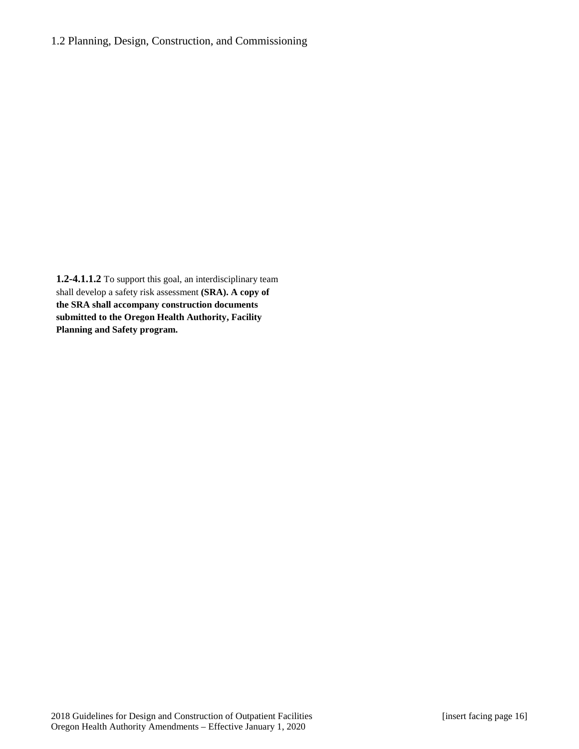**1.2-4.1.1.2** To support this goal, an interdisciplinary team shall develop a safety risk assessment **(SRA). A copy of the SRA shall accompany construction documents submitted to the Oregon Health Authority, Facility Planning and Safety program.**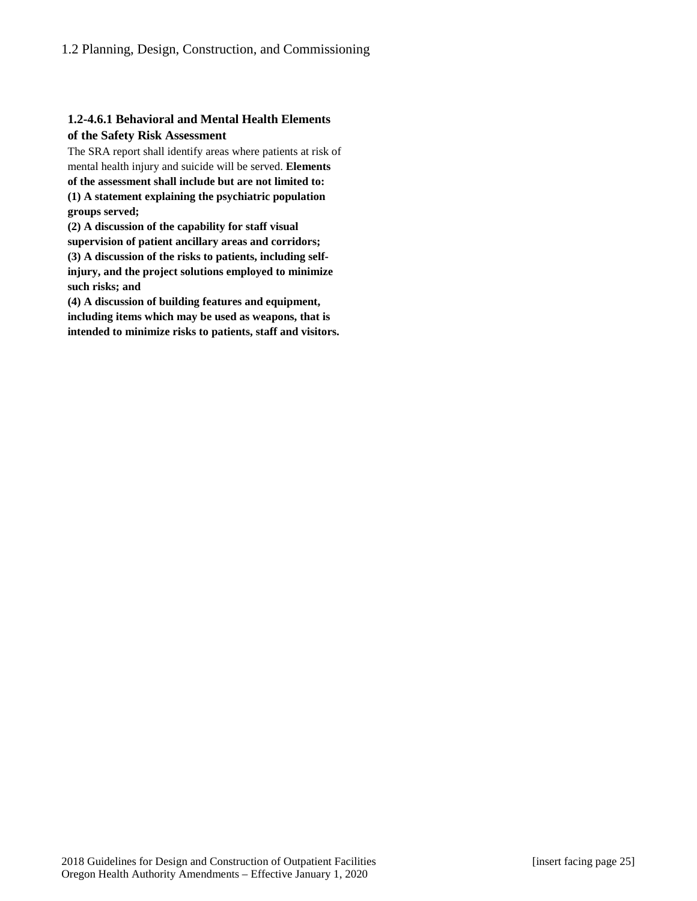### 1.2-4.6.1 Behavioral and Mental Health Elements of the Safety Risk Assessment

The SRA report shall identify areas where patients at risk of mental health injury and suicide will be served. **Elements of the assessment shall include but are not limited to:**

**(1) A statement explaining the psychiatric population groups served;**

**(2) A discussion of the capability for staff visual supervision of patient ancillary areas and corridors;**

**(3) A discussion of the risks to patients, including self-injury, and the project solutions employed to minimize such risks; and**

**(4) A discussion of building features and equipment, including items which may be used as weapons, that is intended to minimize risks to patients, staff and visitors.**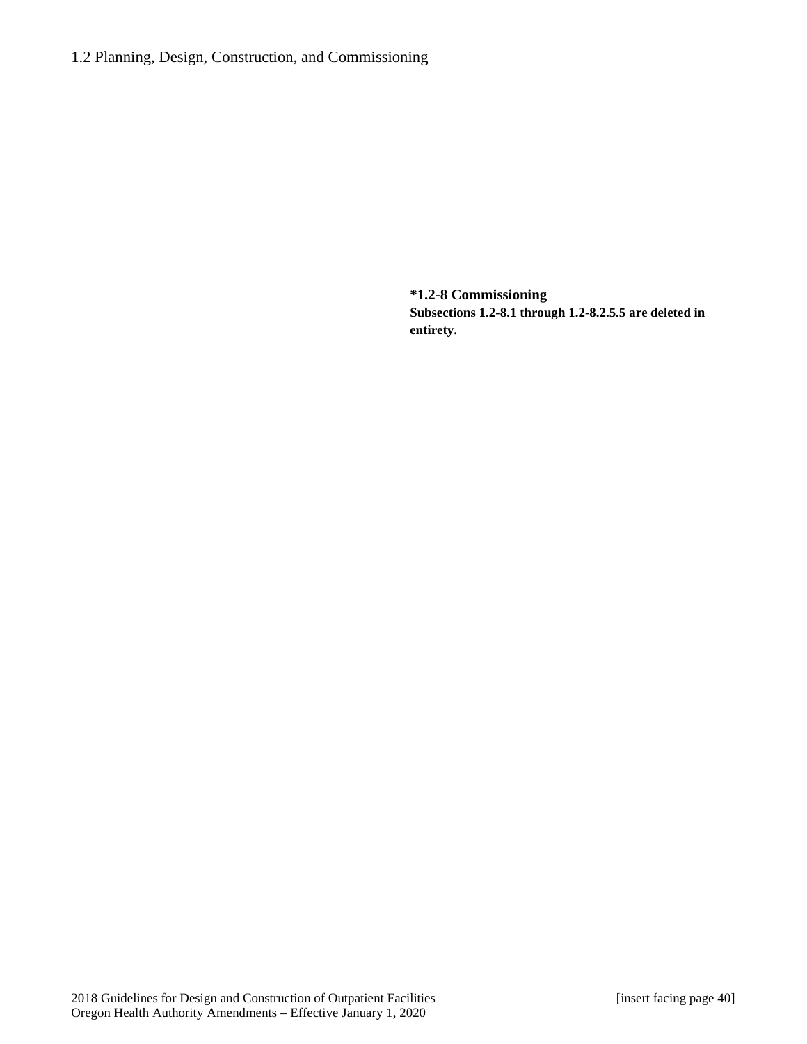**~~*1.2-8 Commissioning~~**

**Subsections 1.2-8.1 through 1.2-8.2.5.5 are deleted in entirety.**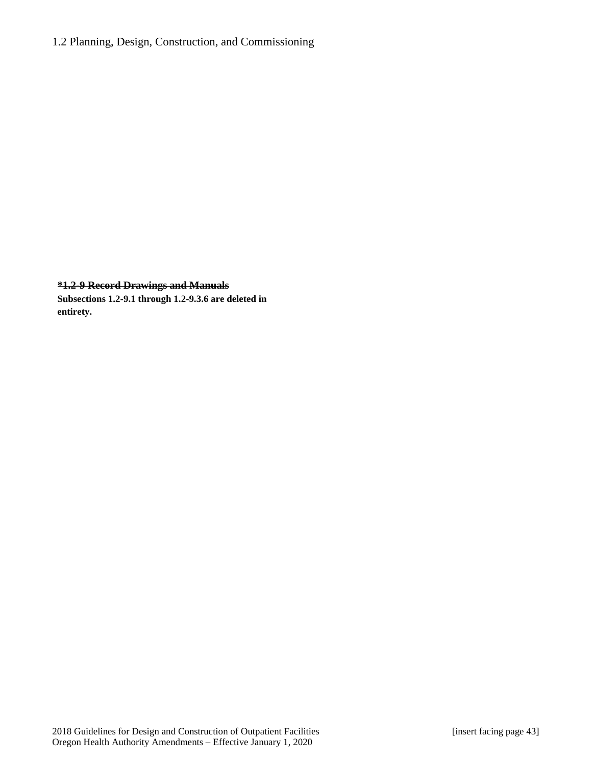~~**\*1.2-9 Record Drawings and Manuals**~~

**Subsections 1.2-9.1 through 1.2-9.3.6 are deleted in entirety.**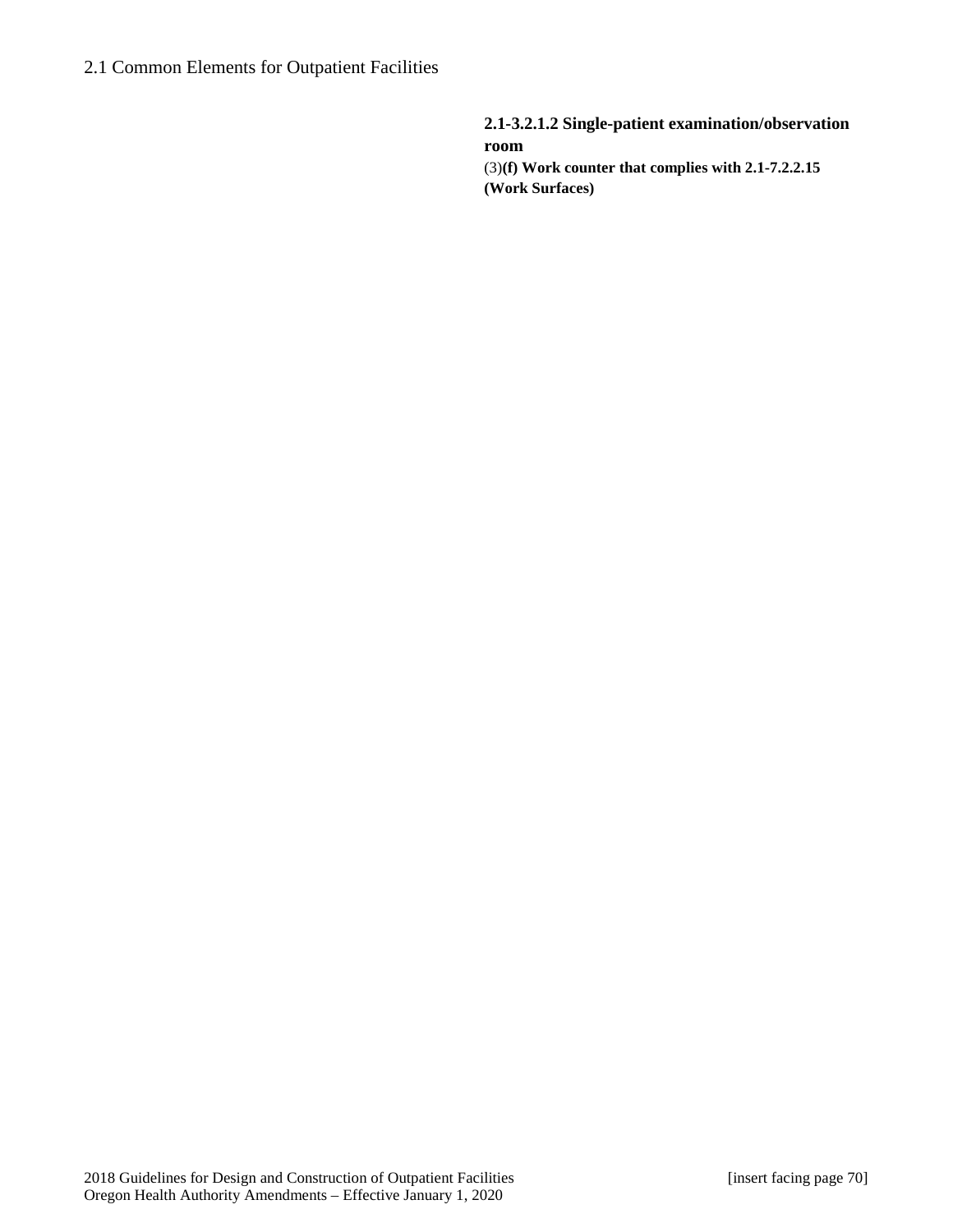**2.1-3.2.1.2 Single-patient examination/observation room**

(3)**(f) Work counter that complies with 2.1-7.2.2.15 (Work Surfaces)**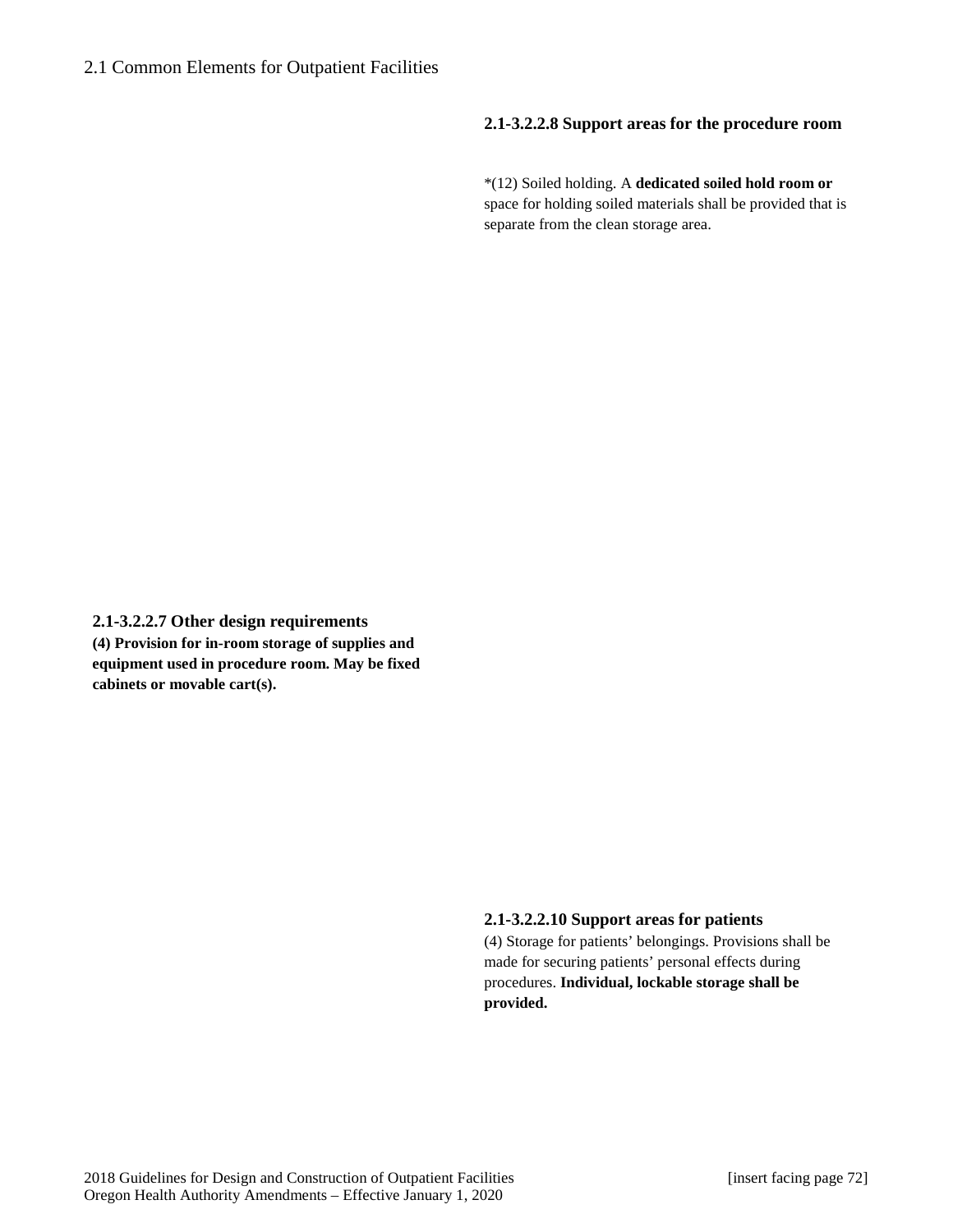## 2.1-3.2.2.8 Support areas for the procedure room

*(12) Soiled holding. A **dedicated soiled hold room or** space for holding soiled materials shall be provided that is separate from the clean storage area.

## 2.1-3.2.2.7 Other design requirements

**(4) Provision for in-room storage of supplies and equipment used in procedure room. May be fixed cabinets or movable cart(s).**

## 2.1-3.2.2.10 Support areas for patients

(4) Storage for patients' belongings. Provisions shall be made for securing patients' personal effects during procedures. **Individual, lockable storage shall be provided.**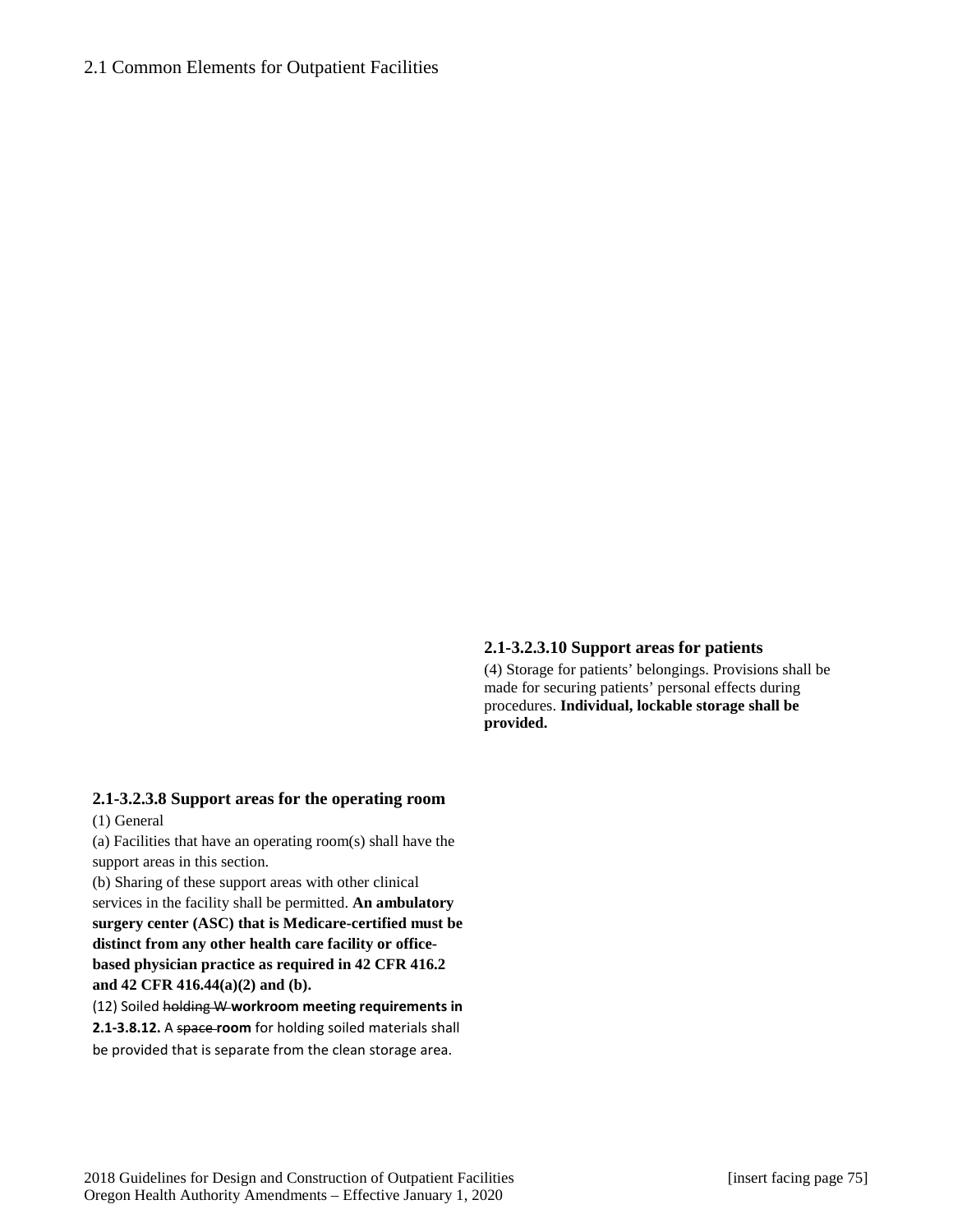2.1 Common Elements for Outpatient Facilities

**2.1-3.2.3.10 Support areas for patients**

(4) Storage for patients' belongings. Provisions shall be made for securing patients' personal effects during procedures. **Individual, lockable storage shall be provided.**

**2.1-3.2.3.8 Support areas for the operating room**

(1) General

(a) Facilities that have an operating room(s) shall have the support areas in this section.

(b) Sharing of these support areas with other clinical services in the facility shall be permitted. **An ambulatory surgery center (ASC) that is Medicare-certified must be distinct from any other health care facility or office-based physician practice as required in 42 CFR 416.2 and 42 CFR 416.44(a)(2) and (b).**

(12) Soiled ~~holding W~~ **workroom meeting requirements in 2.1-3.8.12.** A ~~space~~ **room** for holding soiled materials shall be provided that is separate from the clean storage area.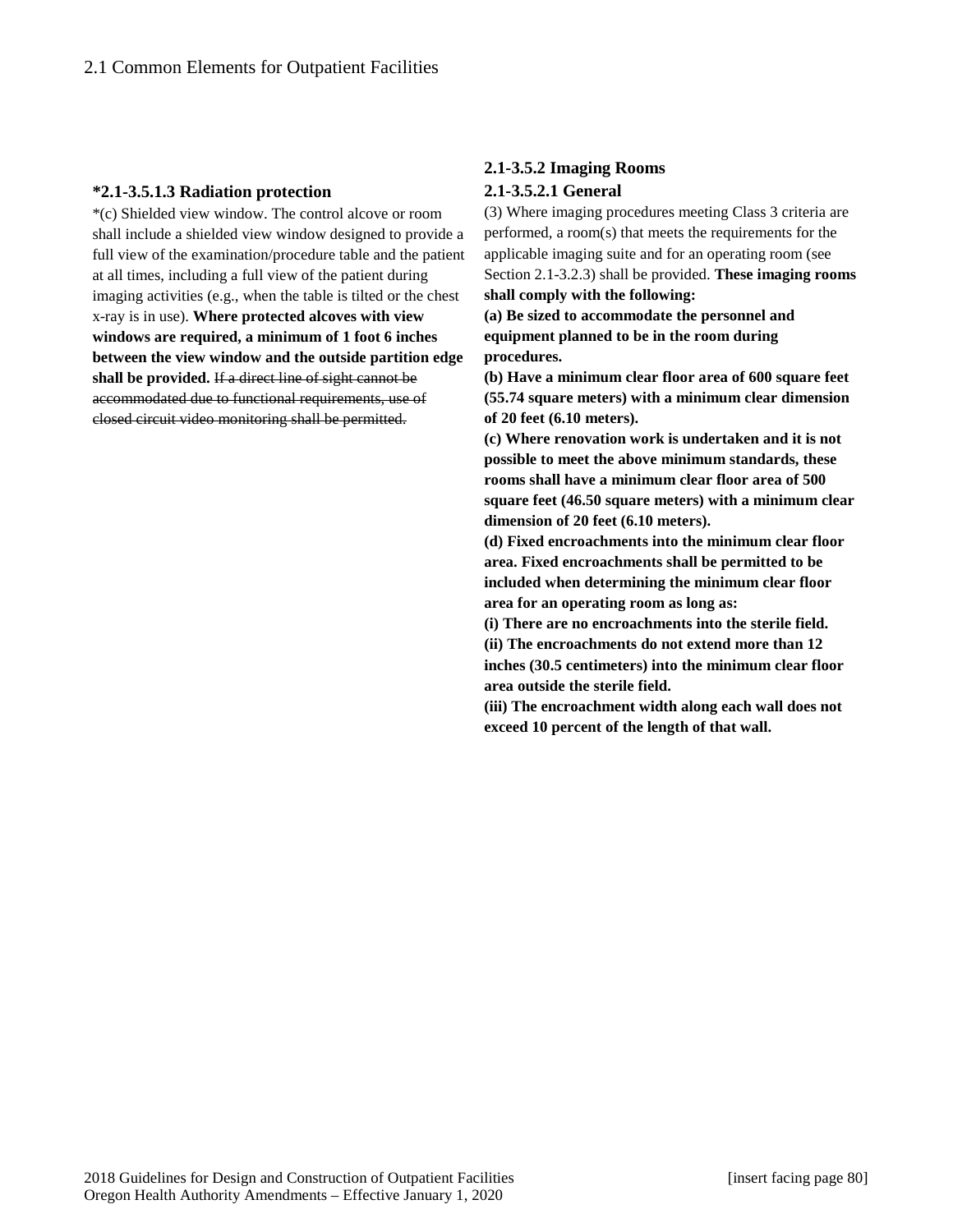### *2.1-3.5.1.3 Radiation protection

*(c) Shielded view window. The control alcove or room shall include a shielded view window designed to provide a full view of the examination/procedure table and the patient at all times, including a full view of the patient during imaging activities (e.g., when the table is tilted or the chest x-ray is in use). **Where protected alcoves with view windows are required, a minimum of 1 foot 6 inches between the view window and the outside partition edge shall be provided.** ~~If a direct line of sight cannot be accommodated due to functional requirements, use of closed circuit video monitoring shall be permitted.~~

### 2.1-3.5.2 Imaging Rooms

### 2.1-3.5.2.1 General

(3) Where imaging procedures meeting Class 3 criteria are performed, a room(s) that meets the requirements for the applicable imaging suite and for an operating room (see Section 2.1-3.2.3) shall be provided. **These imaging rooms shall comply with the following:**

**(a) Be sized to accommodate the personnel and equipment planned to be in the room during procedures.**

**(b) Have a minimum clear floor area of 600 square feet (55.74 square meters) with a minimum clear dimension of 20 feet (6.10 meters).**

**(c) Where renovation work is undertaken and it is not possible to meet the above minimum standards, these rooms shall have a minimum clear floor area of 500 square feet (46.50 square meters) with a minimum clear dimension of 20 feet (6.10 meters).**

**(d) Fixed encroachments into the minimum clear floor area. Fixed encroachments shall be permitted to be included when determining the minimum clear floor area for an operating room as long as:**

**(i) There are no encroachments into the sterile field.**

**(ii) The encroachments do not extend more than 12 inches (30.5 centimeters) into the minimum clear floor area outside the sterile field.**

**(iii) The encroachment width along each wall does not exceed 10 percent of the length of that wall.**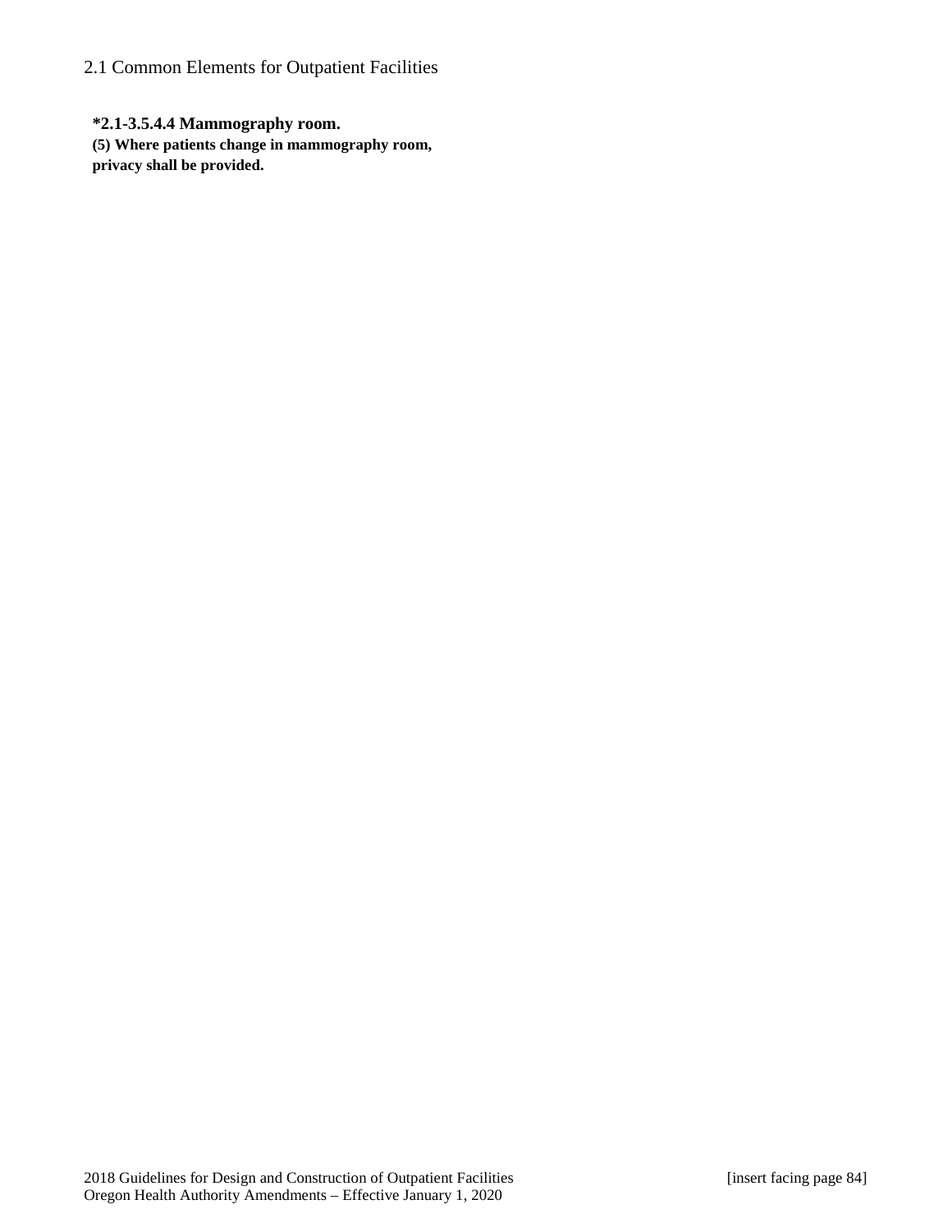**\*2.1-3.5.4.4 Mammography room.**

**(5) Where patients change in mammography room, privacy shall be provided.**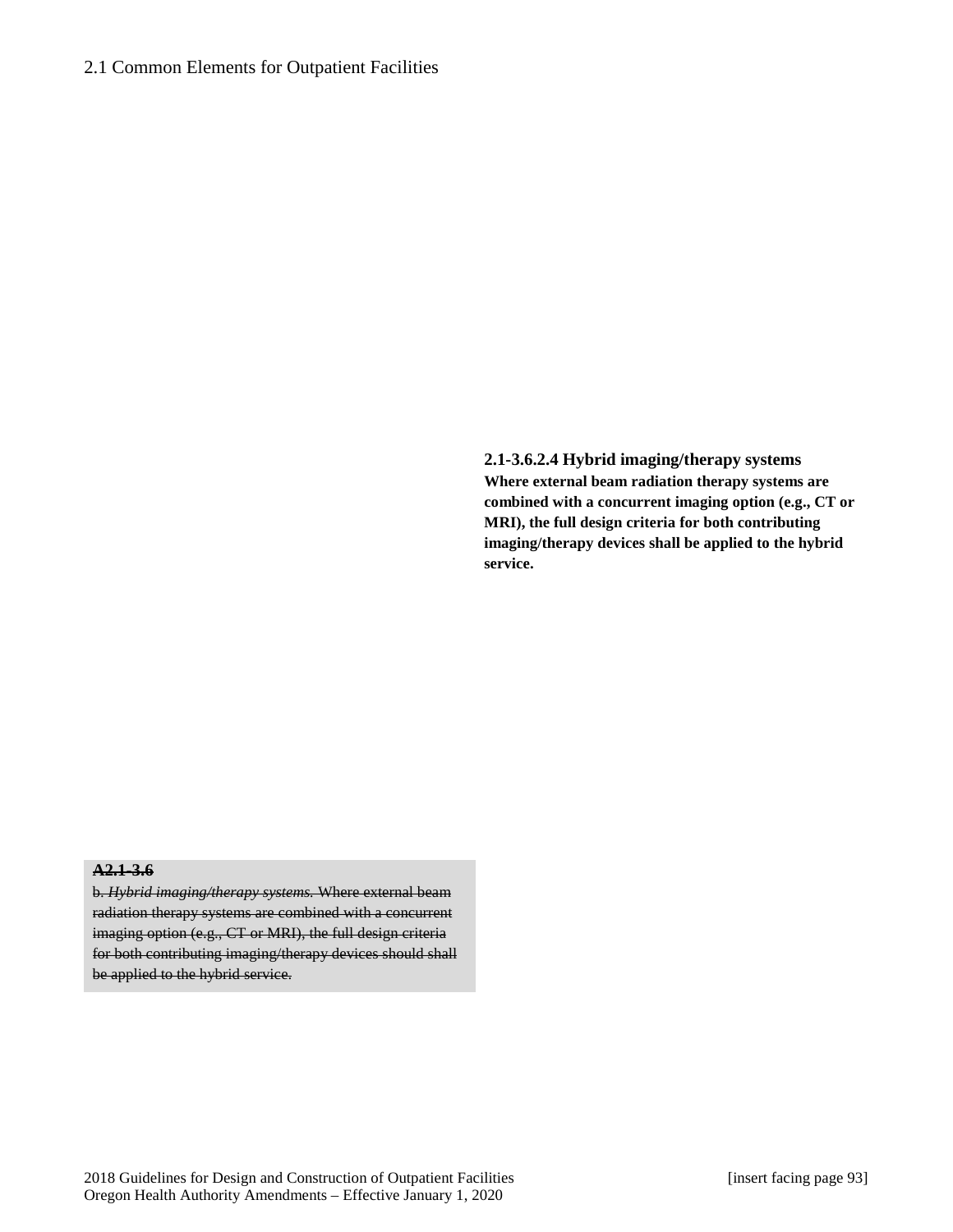**2.1-3.6.2.4 Hybrid imaging/therapy systems**

**Where external beam radiation therapy systems are combined with a concurrent imaging option (e.g., CT or MRI), the full design criteria for both contributing imaging/therapy devices shall be applied to the hybrid service.**

~~**A2.1-3.6**~~

~~b. *Hybrid imaging/therapy systems.* Where external beam radiation therapy systems are combined with a concurrent imaging option (e.g., CT or MRI), the full design criteria for both contributing imaging/therapy devices should shall be applied to the hybrid service.~~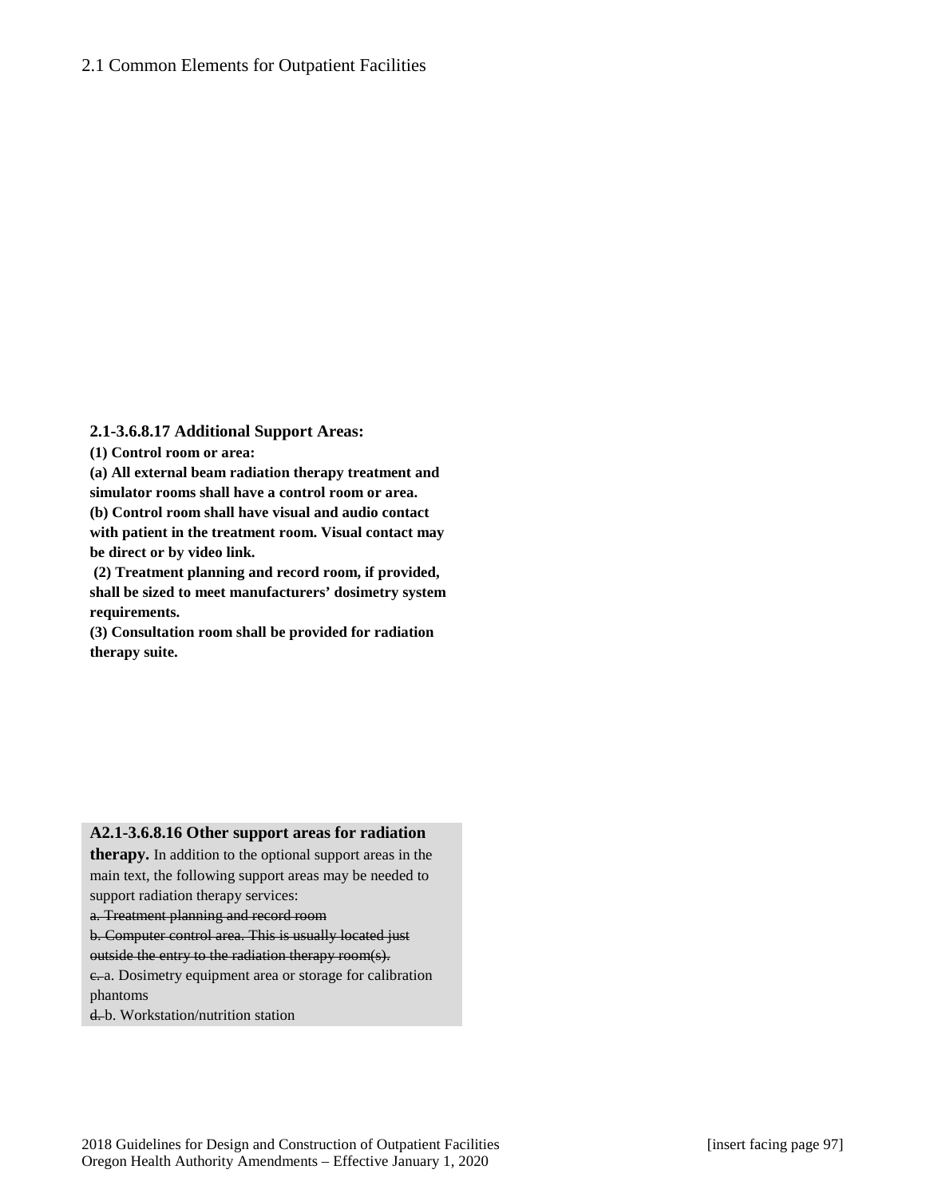**2.1-3.6.8.17 Additional Support Areas:**

**(1) Control room or area:**

**(a) All external beam radiation therapy treatment and simulator rooms shall have a control room or area.**

**(b) Control room shall have visual and audio contact with patient in the treatment room. Visual contact may be direct or by video link.**

**(2) Treatment planning and record room, if provided, shall be sized to meet manufacturers' dosimetry system requirements.**

**(3) Consultation room shall be provided for radiation therapy suite.**

**A2.1-3.6.8.16 Other support areas for radiation therapy.** In addition to the optional support areas in the main text, the following support areas may be needed to support radiation therapy services:

~~a. Treatment planning and record room~~

~~b. Computer control area. This is usually located just outside the entry to the radiation therapy room(s).~~

~~c.~~ a. Dosimetry equipment area or storage for calibration phantoms

~~d.~~ b. Workstation/nutrition station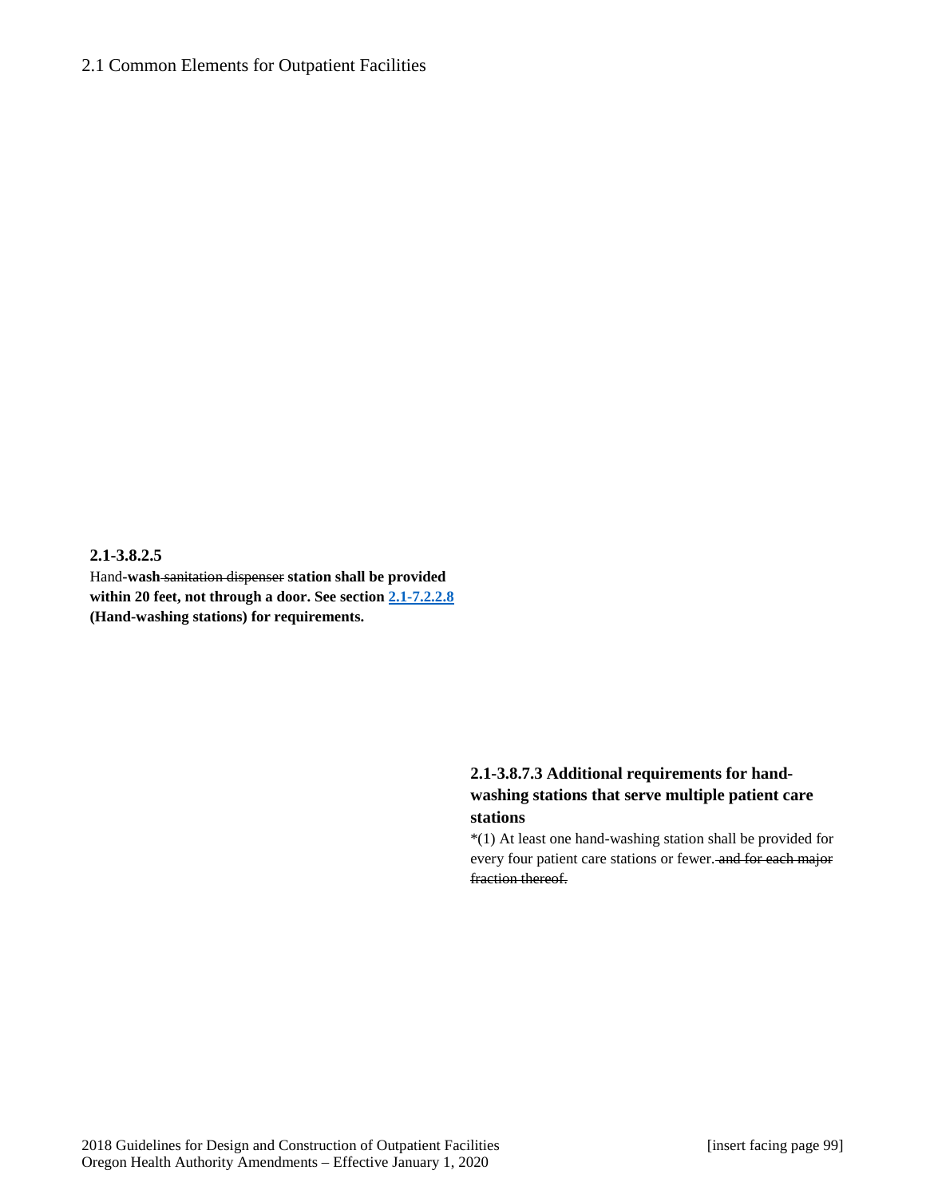**2.1-3.8.2.5**

Hand-**wash** ~~sanitation dispenser~~ **station shall be provided within 20 feet, not through a door. See section [2.1-7.2.2.8](#) (Hand-washing stations) for requirements.**

### 2.1-3.8.7.3 Additional requirements for hand-washing stations that serve multiple patient care stations

*(1) At least one hand-washing station shall be provided for every four patient care stations or fewer. ~~and for each major fraction thereof.~~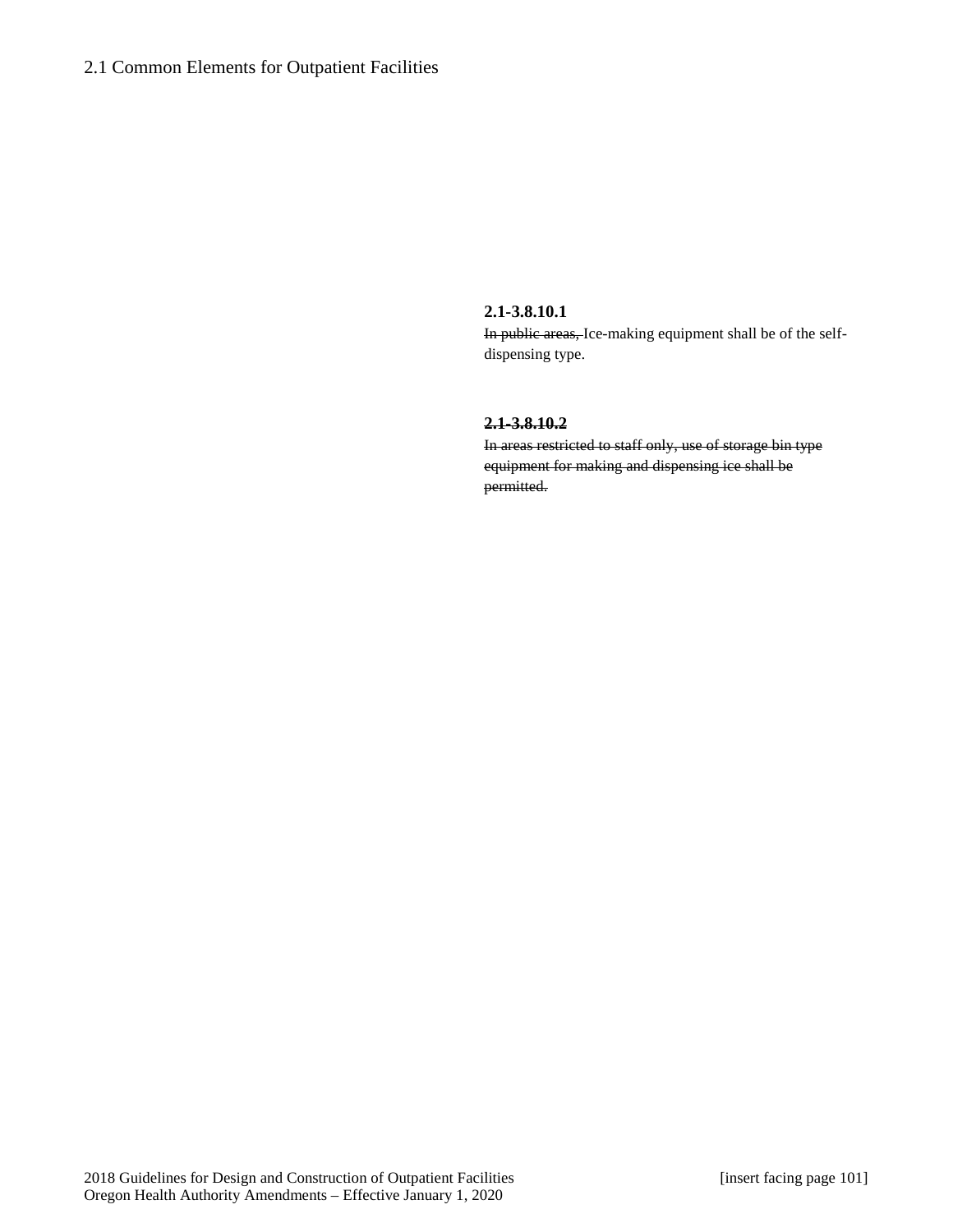**2.1-3.8.10.1**

~~In public areas,~~ Ice-making equipment shall be of the self-dispensing type.

~~**2.1-3.8.10.2**~~

~~In areas restricted to staff only, use of storage bin type equipment for making and dispensing ice shall be permitted.~~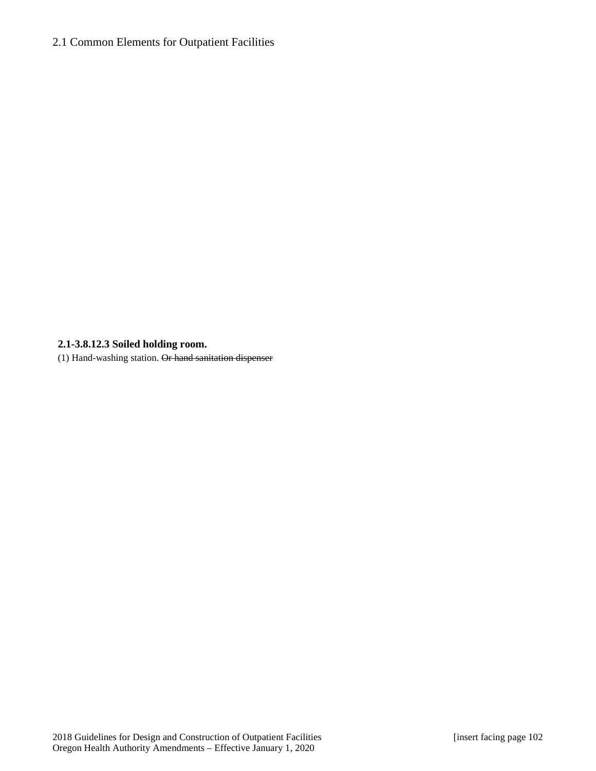**2.1-3.8.12.3 Soiled holding room.**

(1) Hand-washing station. ~~Or hand sanitation dispenser~~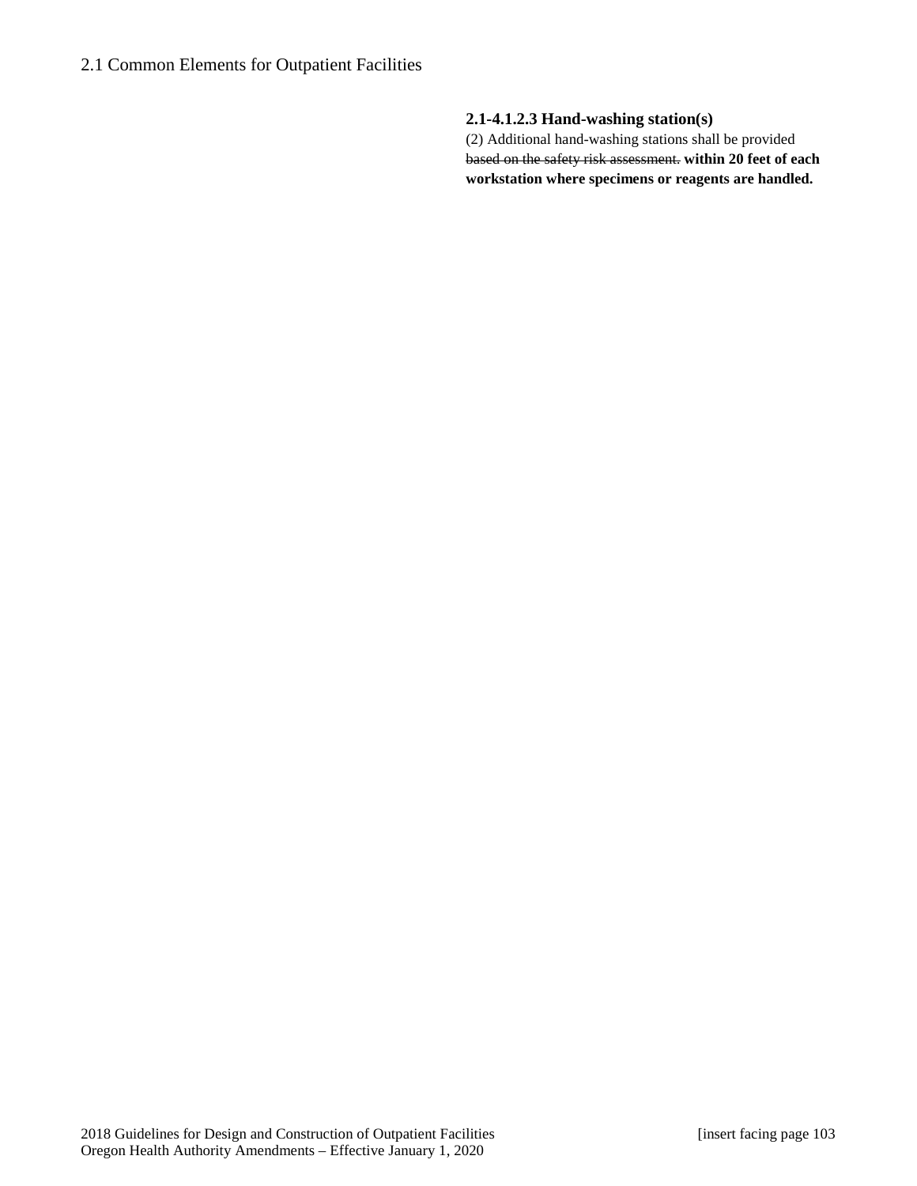## 2.1 Common Elements for Outpatient Facilities

**2.1-4.1.2.3 Hand-washing station(s)**

(2) Additional hand-washing stations shall be provided ~~based on the safety risk assessment.~~ **within 20 feet of each workstation where specimens or reagents are handled.**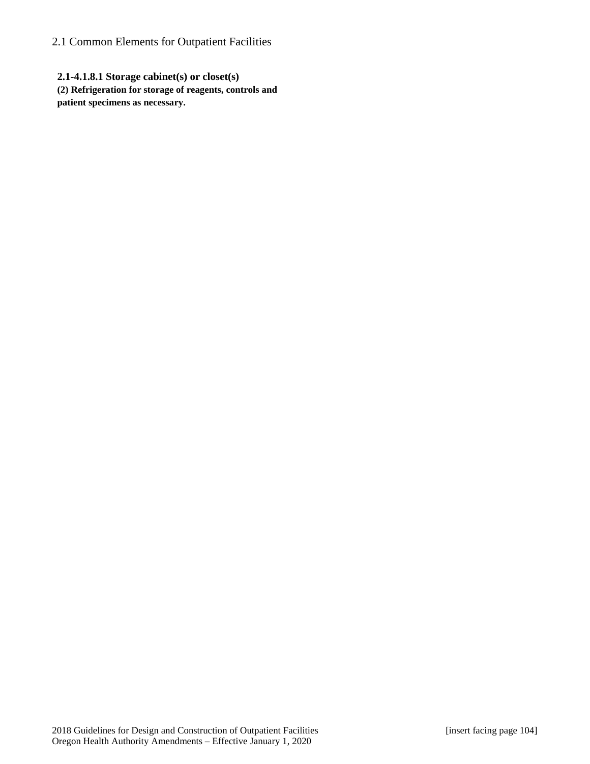## 2.1 Common Elements for Outpatient Facilities

**2.1-4.1.8.1 Storage cabinet(s) or closet(s)**

**(2) Refrigeration for storage of reagents, controls and patient specimens as necessary.**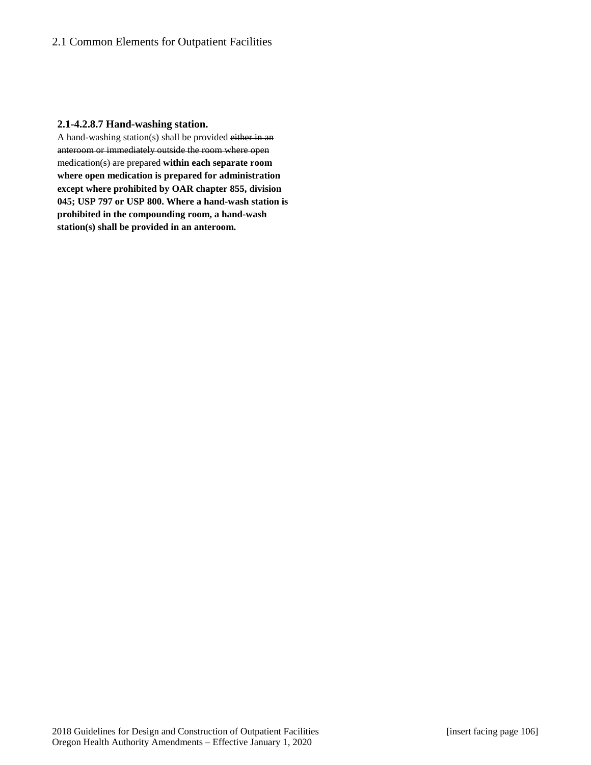**2.1-4.2.8.7 Hand-washing station.**

A hand-washing station(s) shall be provided ~~either in an anteroom or immediately outside the room where open medication(s) are prepared~~ **within each separate room where open medication is prepared for administration except where prohibited by OAR chapter 855, division 045; USP 797 or USP 800. Where a hand-wash station is prohibited in the compounding room, a hand-wash station(s) shall be provided in an anteroom.**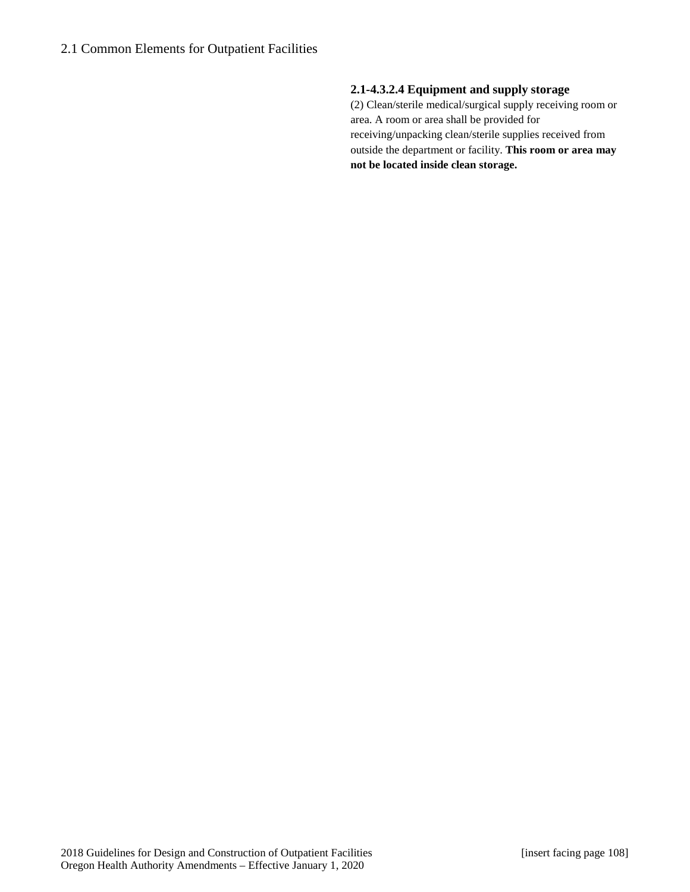#### 2.1-4.3.2.4 Equipment and supply storage

(2) Clean/sterile medical/surgical supply receiving room or area. A room or area shall be provided for receiving/unpacking clean/sterile supplies received from outside the department or facility. **This room or area may not be located inside clean storage.**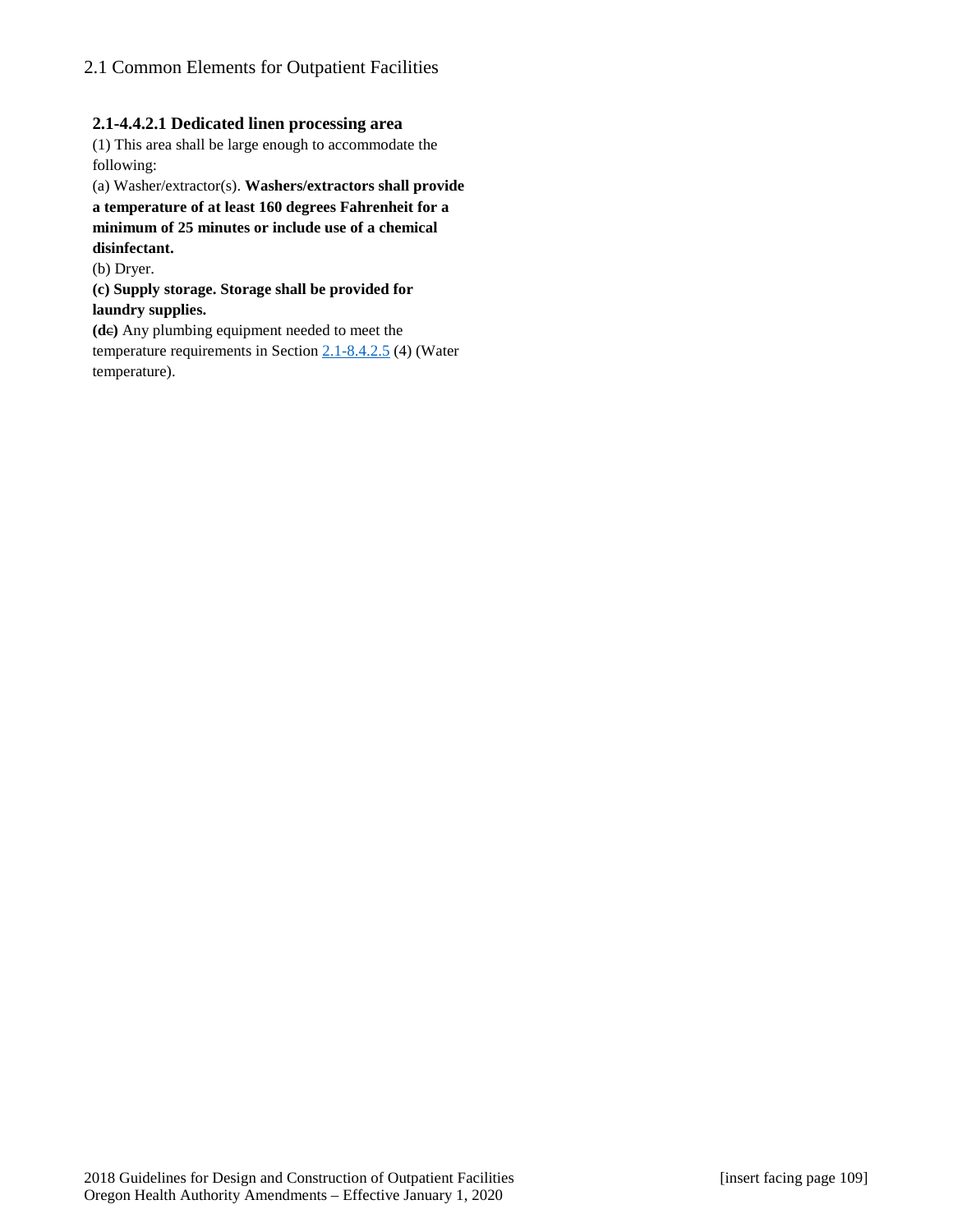## 2.1 Common Elements for Outpatient Facilities

### 2.1-4.4.2.1 Dedicated linen processing area

(1) This area shall be large enough to accommodate the following:

(a) Washer/extractor(s). **Washers/extractors shall provide a temperature of at least 160 degrees Fahrenheit for a minimum of 25 minutes or include use of a chemical disinfectant.**

(b) Dryer.

**(c) Supply storage. Storage shall be provided for laundry supplies.**

**(d**~~c~~**)** Any plumbing equipment needed to meet the temperature requirements in Section 2.1-8.4.2.5 (4) (Water temperature).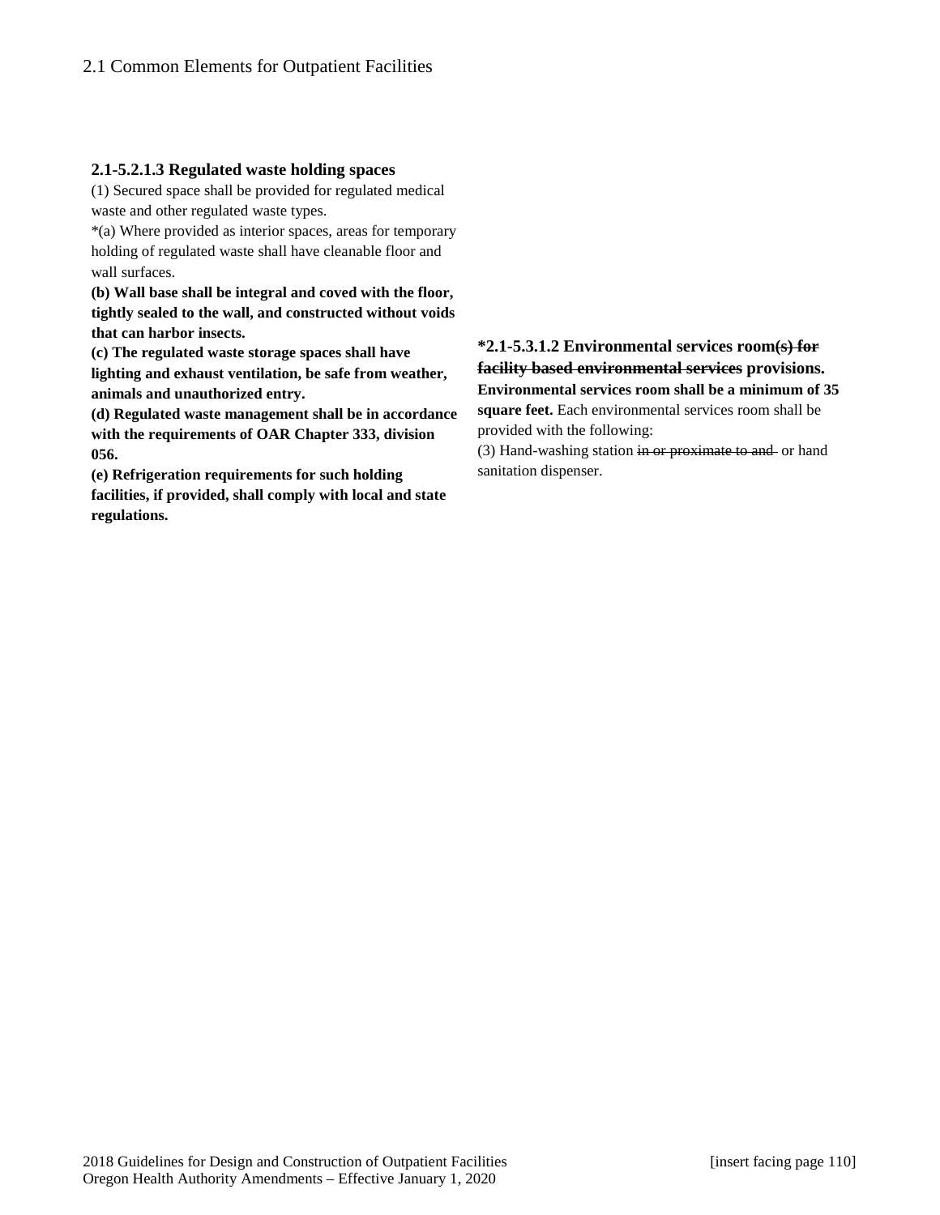**2.1-5.2.1.3 Regulated waste holding spaces**

(1) Secured space shall be provided for regulated medical waste and other regulated waste types.

*(a) Where provided as interior spaces, areas for temporary holding of regulated waste shall have cleanable floor and wall surfaces.

**(b) Wall base shall be integral and coved with the floor, tightly sealed to the wall, and constructed without voids that can harbor insects.**

**(c) The regulated waste storage spaces shall have lighting and exhaust ventilation, be safe from weather, animals and unauthorized entry.**

**(d) Regulated waste management shall be in accordance with the requirements of OAR Chapter 333, division 056.**

**(e) Refrigeration requirements for such holding facilities, if provided, shall comply with local and state regulations.**

**\*2.1-5.3.1.2 Environmental services room~~(s) for facility based environmental services~~ provisions.** **Environmental services room shall be a minimum of 35 square feet.** Each environmental services room shall be provided with the following:

(3) Hand-washing station ~~in or proximate to and~~ or hand sanitation dispenser.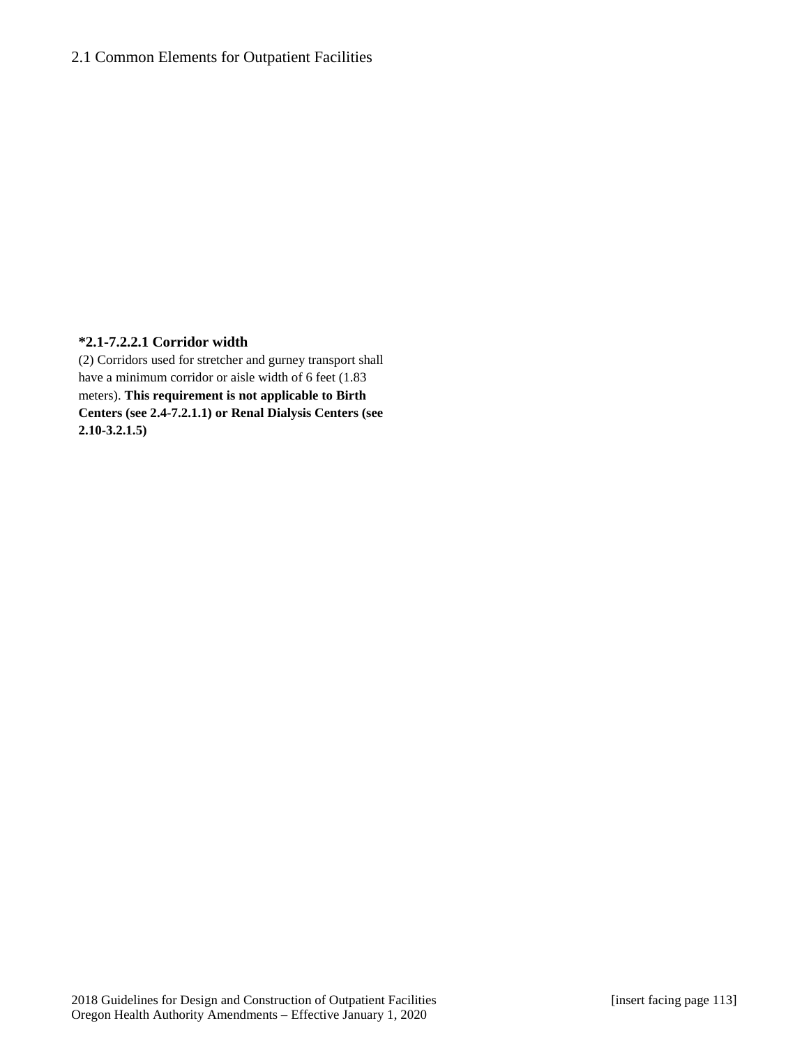**\*2.1-7.2.2.1 Corridor width**

(2) Corridors used for stretcher and gurney transport shall have a minimum corridor or aisle width of 6 feet (1.83 meters). **This requirement is not applicable to Birth Centers (see 2.4-7.2.1.1) or Renal Dialysis Centers (see 2.10-3.2.1.5)**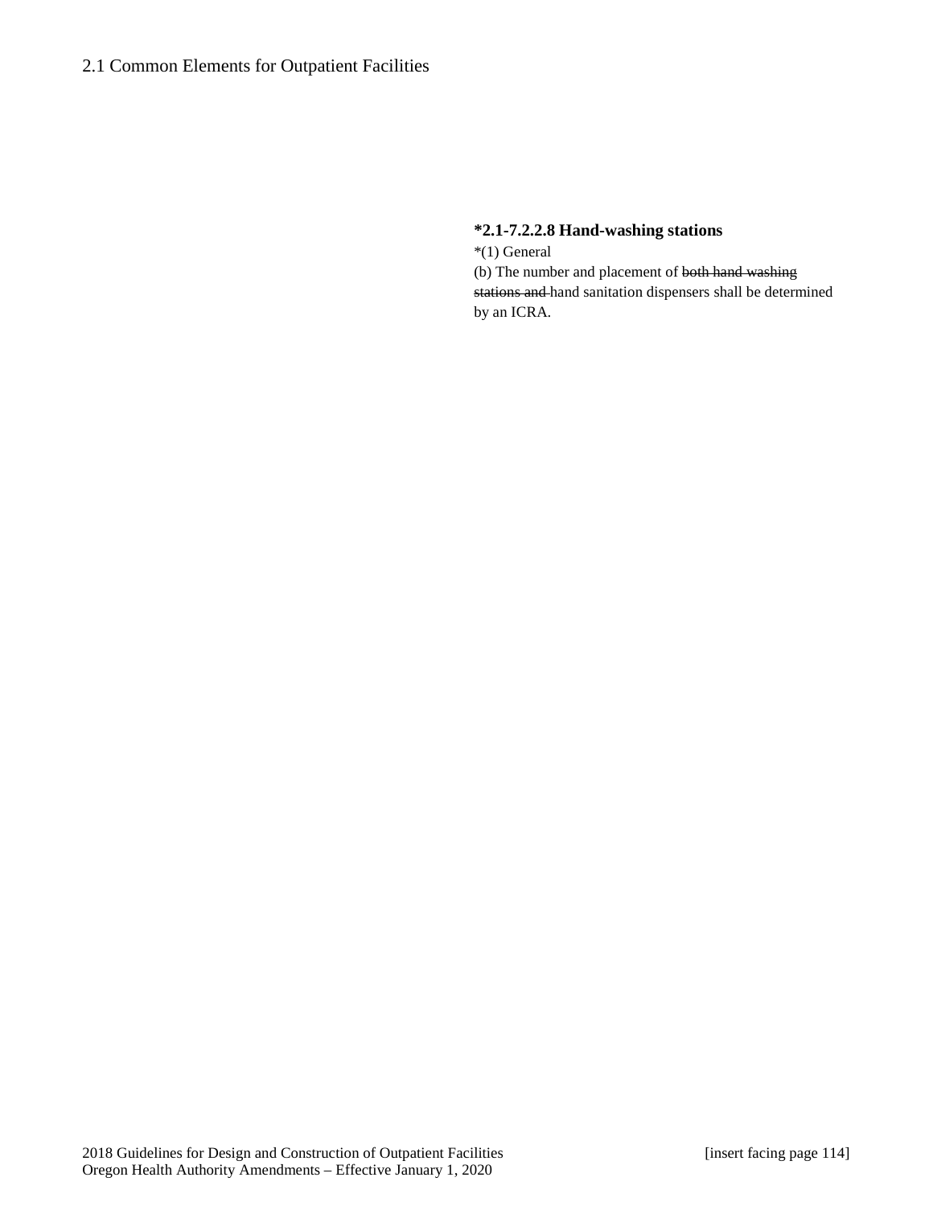**\*2.1-7.2.2.8 Hand-washing stations**

*(1) General

(b) The number and placement of ~~both hand washing stations and~~ hand sanitation dispensers shall be determined by an ICRA.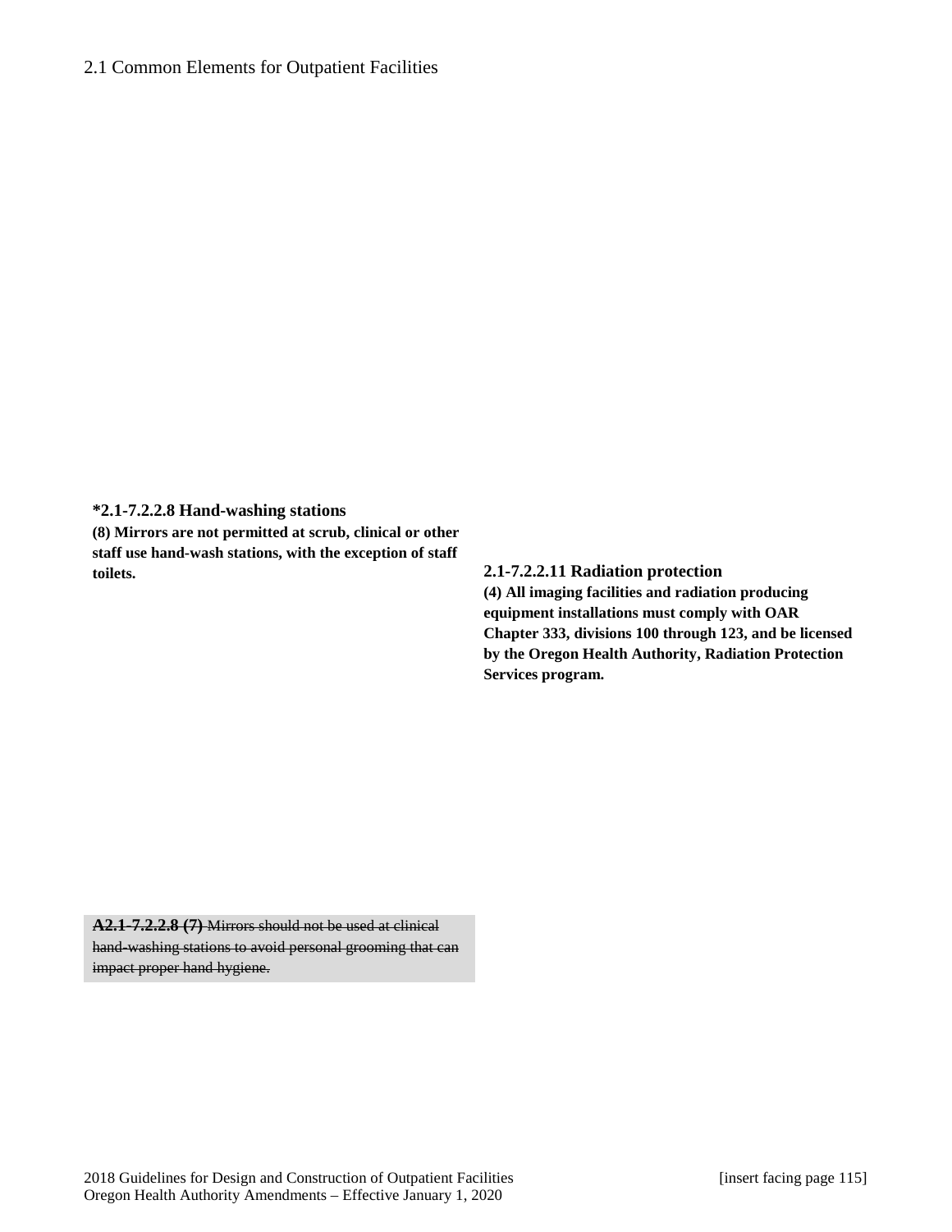2.1 Common Elements for Outpatient Facilities

**\*2.1-7.2.2.8 Hand-washing stations**

**(8) Mirrors are not permitted at scrub, clinical or other staff use hand-wash stations, with the exception of staff toilets.**

**2.1-7.2.2.11 Radiation protection**

**(4) All imaging facilities and radiation producing equipment installations must comply with OAR Chapter 333, divisions 100 through 123, and be licensed by the Oregon Health Authority, Radiation Protection Services program.**

~~**A2.1-7.2.2.8 (7)** Mirrors should not be used at clinical hand-washing stations to avoid personal grooming that can impact proper hand hygiene.~~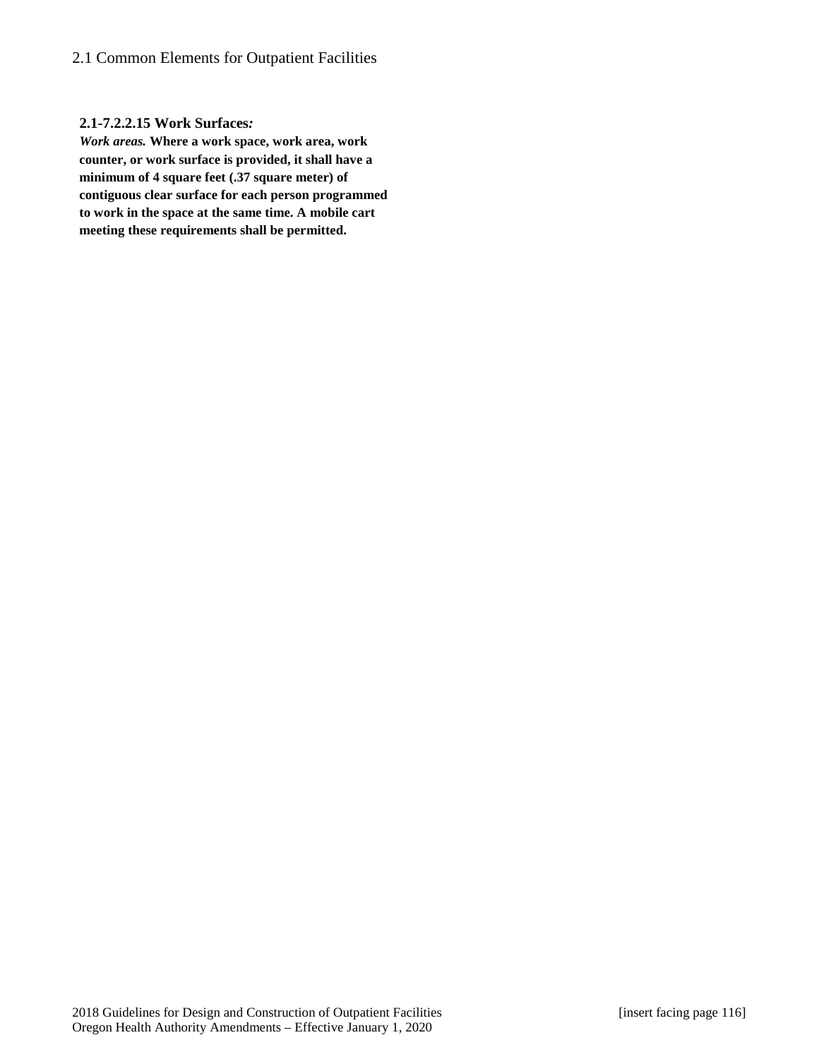**2.1-7.2.2.15 Work Surfaces*:***

***Work areas.*** **Where a work space, work area, work counter, or work surface is provided, it shall have a minimum of 4 square feet (.37 square meter) of contiguous clear surface for each person programmed to work in the space at the same time. A mobile cart meeting these requirements shall be permitted.**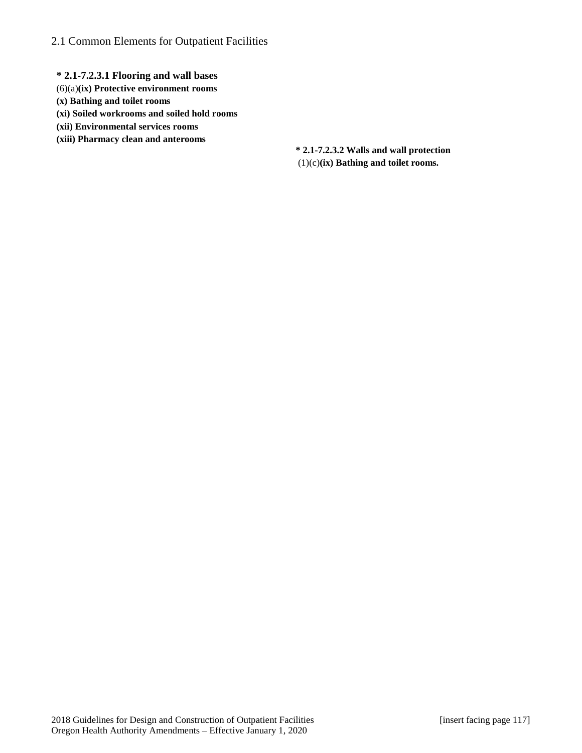## 2.1 Common Elements for Outpatient Facilities

**\* 2.1-7.2.3.1 Flooring and wall bases**

(6)(a)**(ix) Protective environment rooms**

**(x) Bathing and toilet rooms**

**(xi) Soiled workrooms and soiled hold rooms**

**(xii) Environmental services rooms**

**(xiii) Pharmacy clean and anterooms**

**\* 2.1-7.2.3.2 Walls and wall protection**

(1)(c)**(ix) Bathing and toilet rooms.**

2018 Guidelines for Design and Construction of Outpatient Facilities [insert facing page 117]
Oregon Health Authority Amendments – Effective January 1, 2020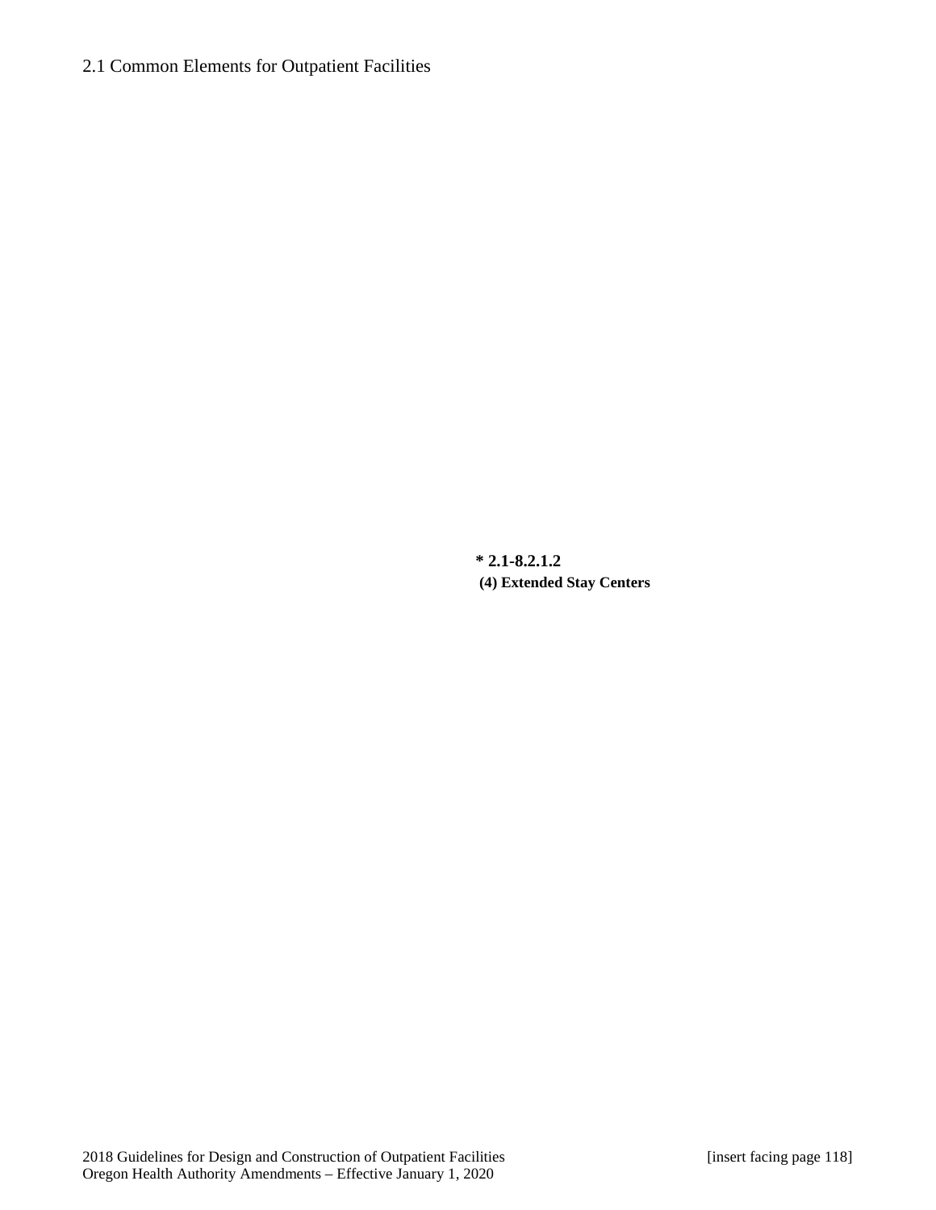**\* 2.1-8.2.1.2**
**(4) Extended Stay Centers**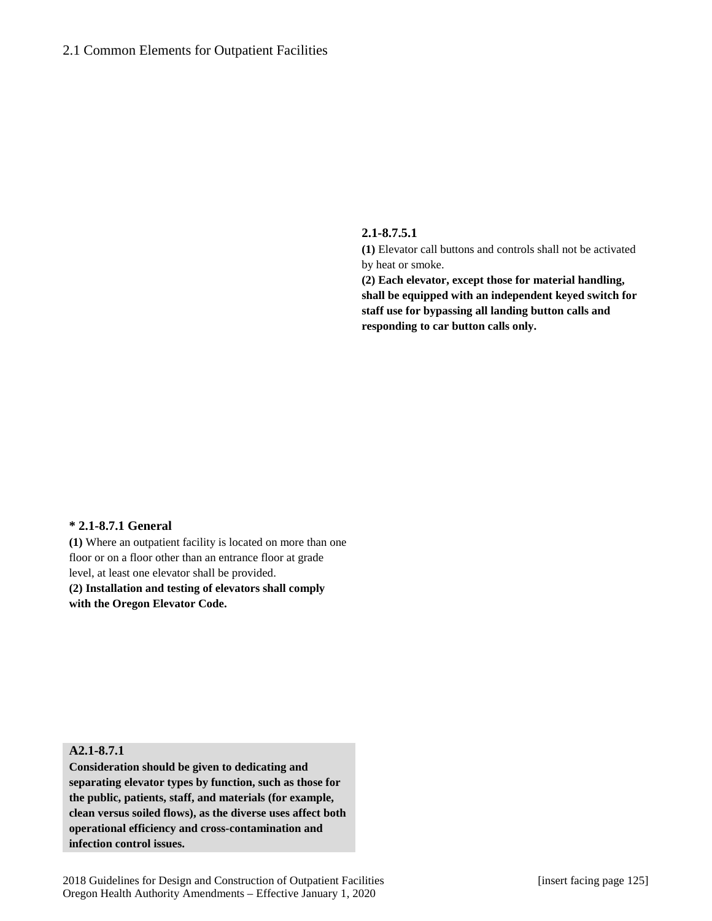**2.1-8.7.5.1**

**(1)** Elevator call buttons and controls shall not be activated by heat or smoke.

**(2) Each elevator, except those for material handling, shall be equipped with an independent keyed switch for staff use for bypassing all landing button calls and responding to car button calls only.**

**\* 2.1-8.7.1 General**

**(1)** Where an outpatient facility is located on more than one floor or on a floor other than an entrance floor at grade level, at least one elevator shall be provided.

**(2) Installation and testing of elevators shall comply with the Oregon Elevator Code.**

**A2.1-8.7.1**

**Consideration should be given to dedicating and separating elevator types by function, such as those for the public, patients, staff, and materials (for example, clean versus soiled flows), as the diverse uses affect both operational efficiency and cross-contamination and infection control issues.**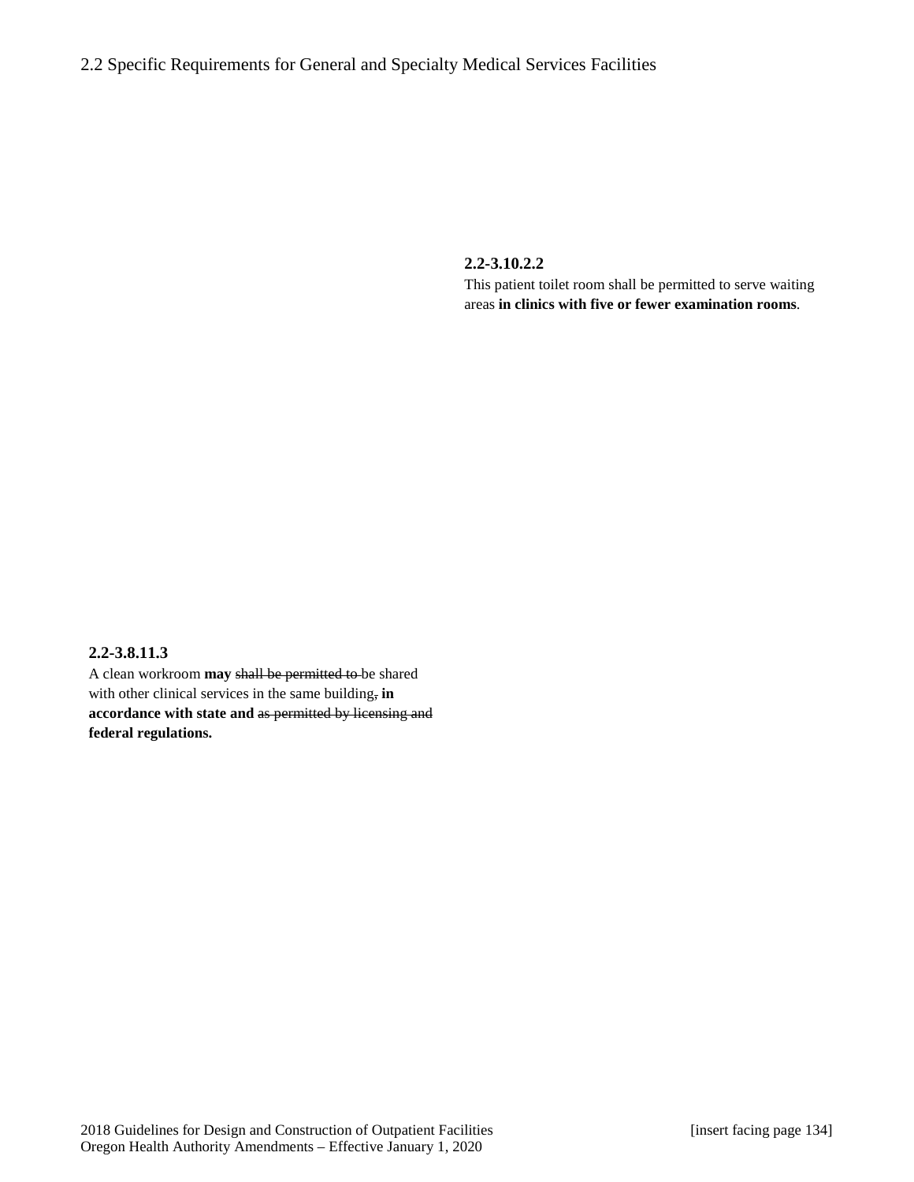**2.2-3.10.2.2**

This patient toilet room shall be permitted to serve waiting areas **in clinics with five or fewer examination rooms**.

**2.2-3.8.11.3**

A clean workroom **may** ~~shall be permitted to~~ be shared with other clinical services in the same building~~,~~ **in accordance with state and** ~~as permitted by licensing and~~ **federal regulations.**

[insert facing page 134]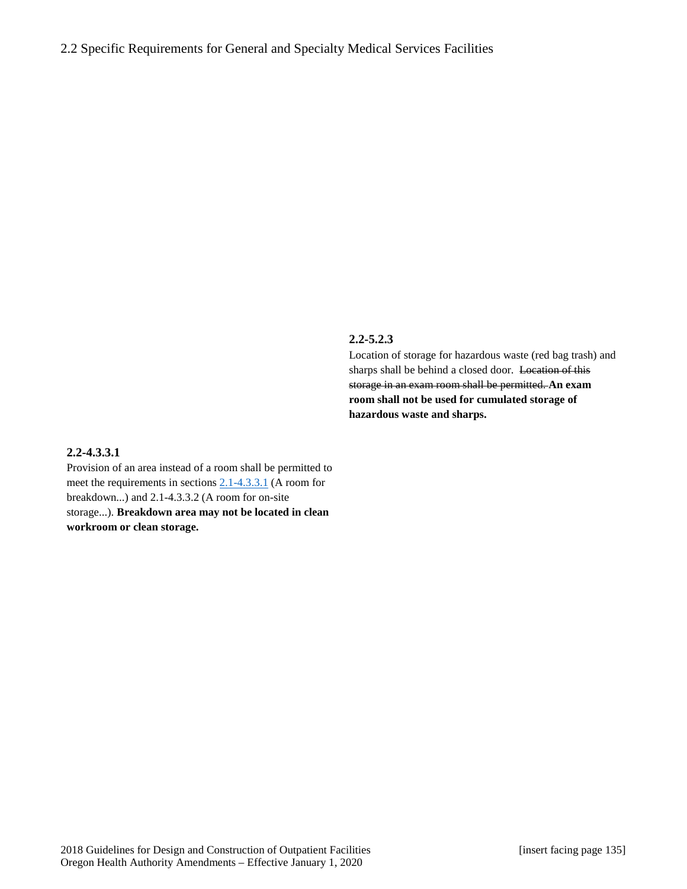2.2 Specific Requirements for General and Specialty Medical Services Facilities

**2.2-5.2.3**

Location of storage for hazardous waste (red bag trash) and sharps shall be behind a closed door. ~~Location of this storage in an exam room shall be permitted.~~ **An exam room shall not be used for cumulated storage of hazardous waste and sharps.**

**2.2-4.3.3.1**

Provision of an area instead of a room shall be permitted to meet the requirements in sections 2.1-4.3.3.1 (A room for breakdown...) and 2.1-4.3.3.2 (A room for on-site storage...). **Breakdown area may not be located in clean workroom or clean storage.**

2018 Guidelines for Design and Construction of Outpatient Facilities [insert facing page 135]
Oregon Health Authority Amendments – Effective January 1, 2020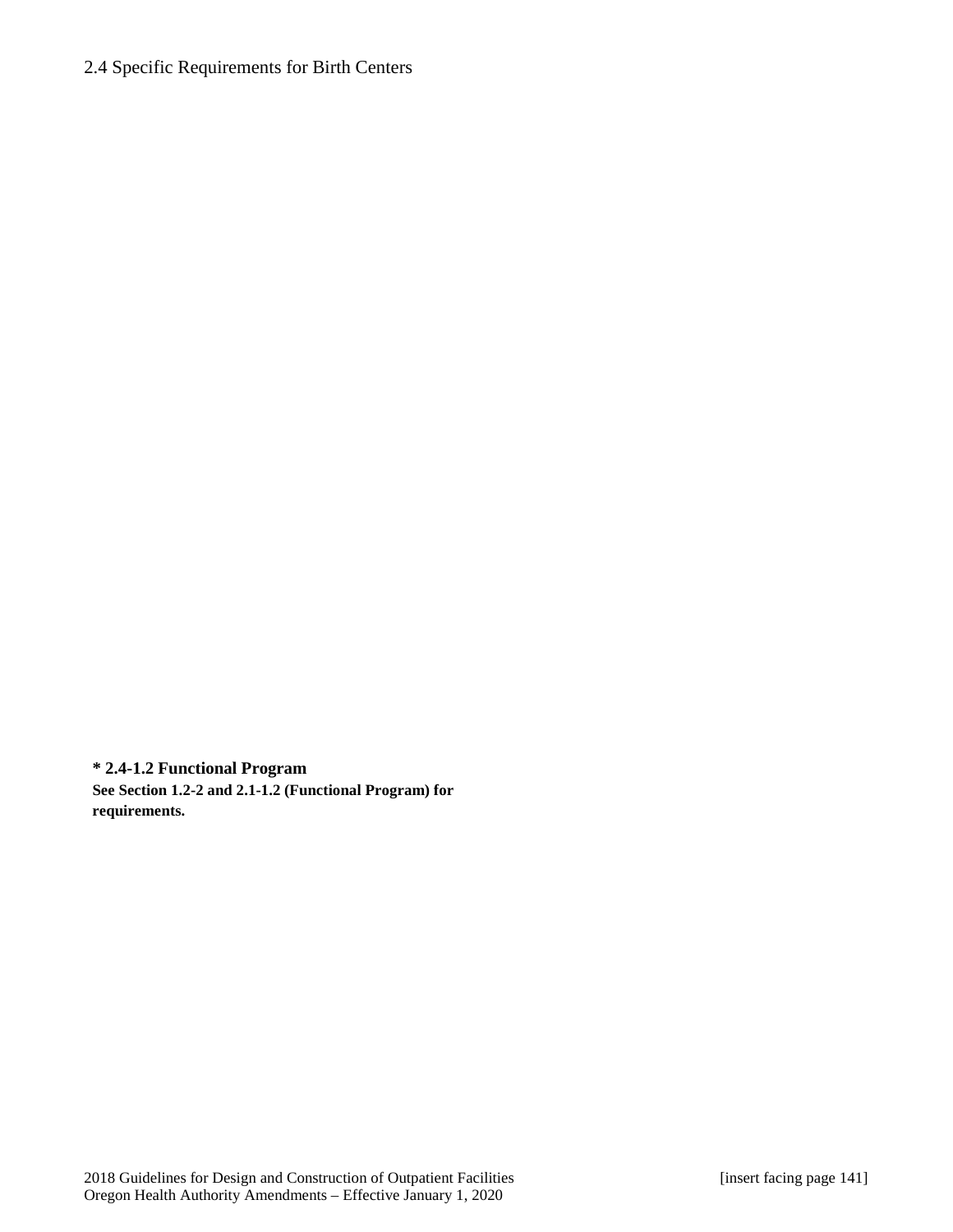2.4 Specific Requirements for Birth Centers

**\* 2.4-1.2 Functional Program**

**See Section 1.2-2 and 2.1-1.2 (Functional Program) for requirements.**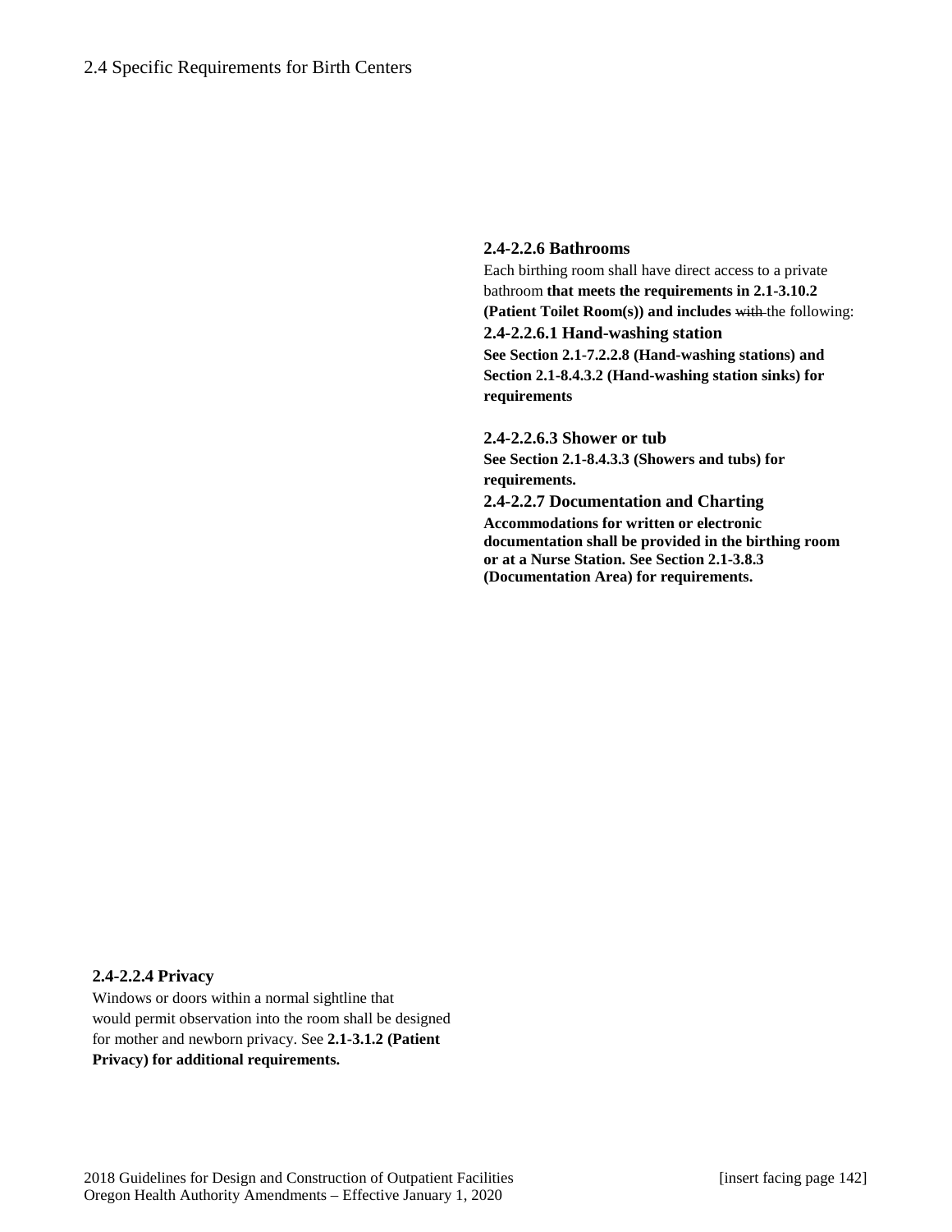### 2.4-2.2.6 Bathrooms

Each birthing room shall have direct access to a private bathroom **that meets the requirements in 2.1-3.10.2 (Patient Toilet Room(s)) and includes** ~~with~~ the following:

#### 2.4-2.2.6.1 Hand-washing station

**See Section 2.1-7.2.2.8 (Hand-washing stations) and Section 2.1-8.4.3.2 (Hand-washing station sinks) for requirements**

#### 2.4-2.2.6.3 Shower or tub

**See Section 2.1-8.4.3.3 (Showers and tubs) for requirements.**

### 2.4-2.2.7 Documentation and Charting

**Accommodations for written or electronic documentation shall be provided in the birthing room or at a Nurse Station. See Section 2.1-3.8.3 (Documentation Area) for requirements.**

### 2.4-2.2.4 Privacy

Windows or doors within a normal sightline that would permit observation into the room shall be designed for mother and newborn privacy. See **2.1-3.1.2 (Patient Privacy) for additional requirements.**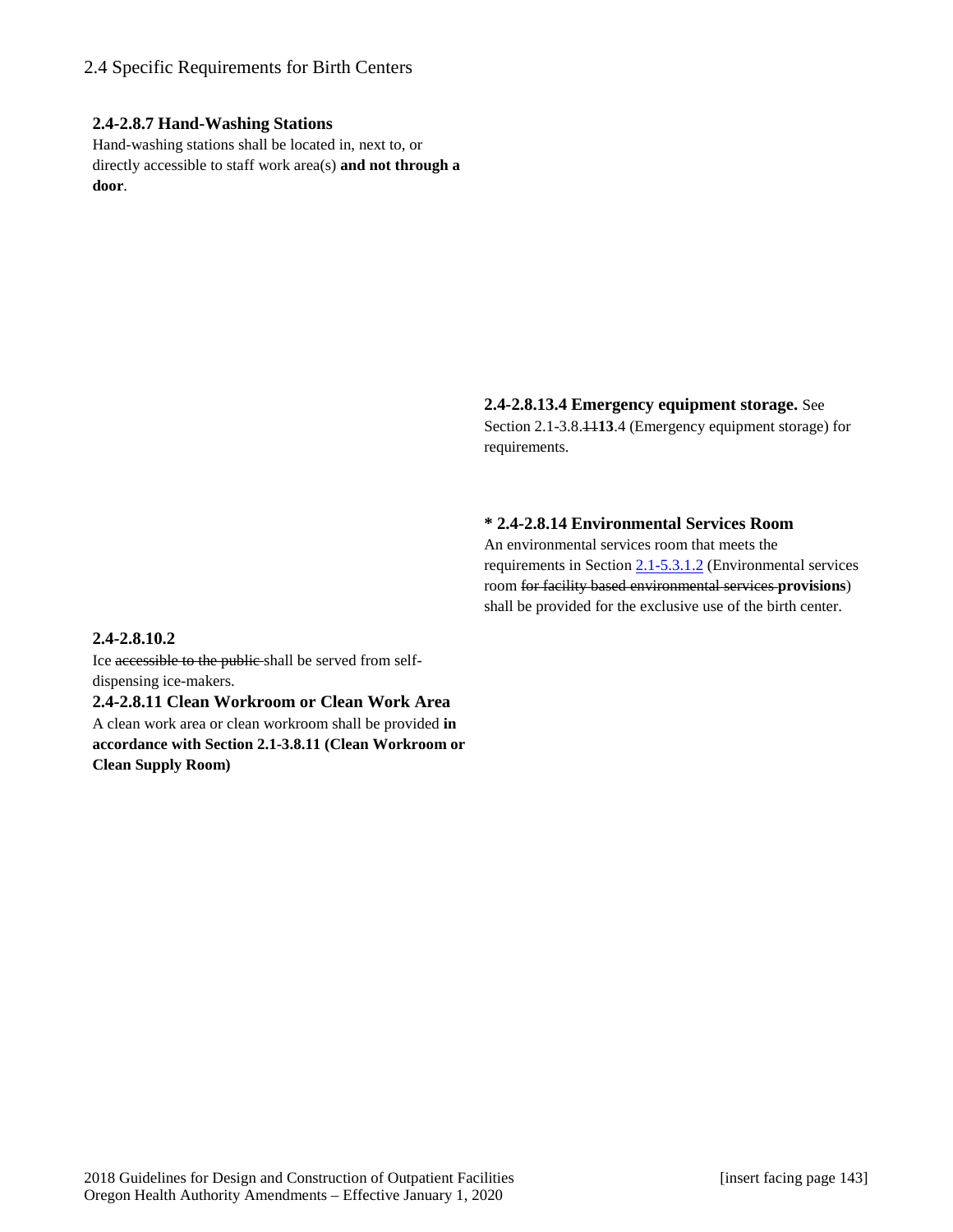## 2.4 Specific Requirements for Birth Centers

**2.4-2.8.7 Hand-Washing Stations**

Hand-washing stations shall be located in, next to, or directly accessible to staff work area(s) **and not through a door**.

**2.4-2.8.10.2**

Ice ~~accessible to the public~~ shall be served from self-dispensing ice-makers.

**2.4-2.8.11 Clean Workroom or Clean Work Area**

A clean work area or clean workroom shall be provided **in accordance with Section 2.1-3.8.11 (Clean Workroom or Clean Supply Room)**

**2.4-2.8.13.4 Emergency equipment storage.** See Section 2.1-3.8.~~11~~**13**.4 (Emergency equipment storage) for requirements.

**\* 2.4-2.8.14 Environmental Services Room**

An environmental services room that meets the requirements in Section 2.1-5.3.1.2 (Environmental services room ~~for facility based environmental services~~ **provisions**) shall be provided for the exclusive use of the birth center.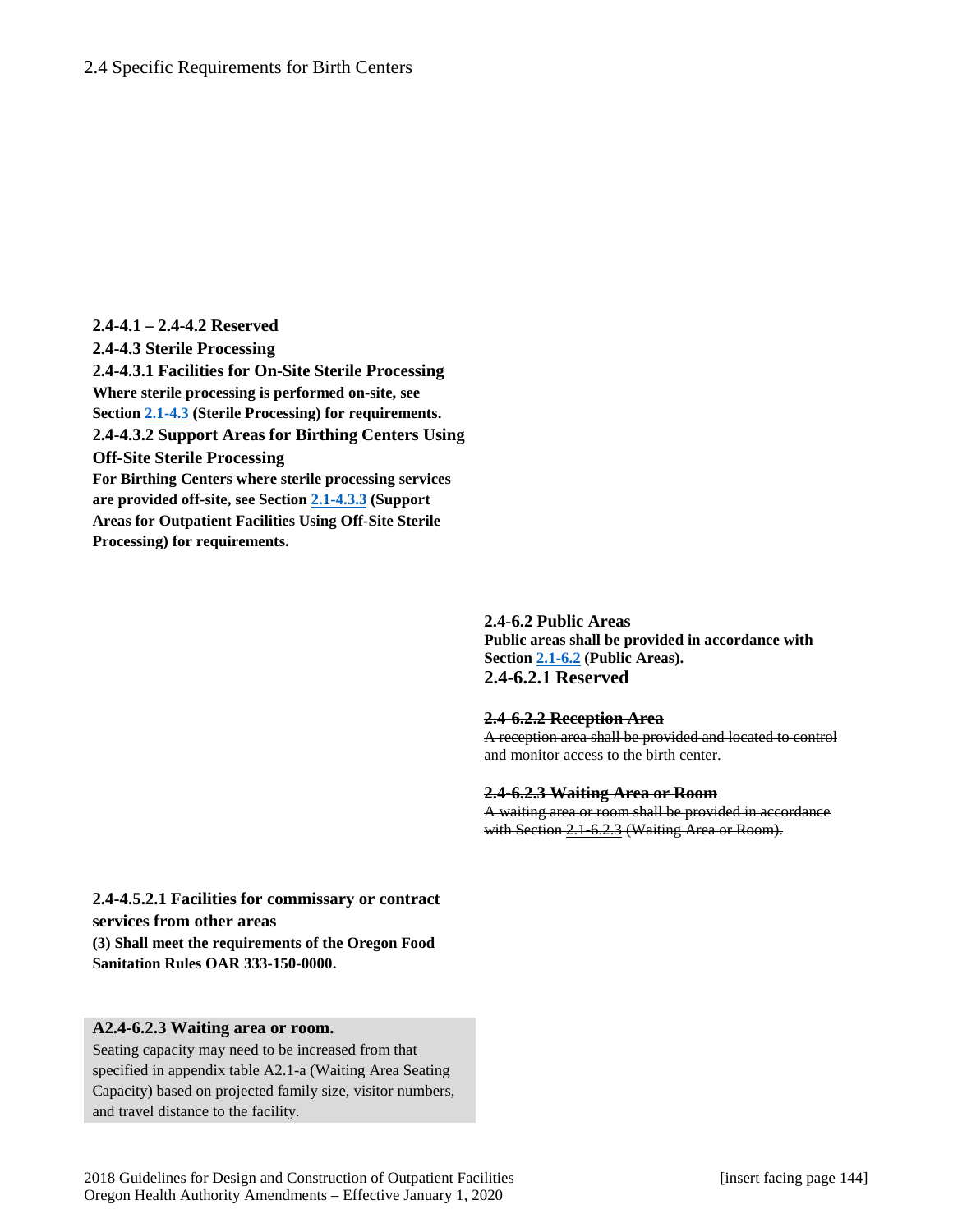## 2.4 Specific Requirements for Birth Centers

**2.4-4.1 – 2.4-4.2 Reserved**

**2.4-4.3 Sterile Processing**

**2.4-4.3.1 Facilities for On-Site Sterile Processing**

**Where sterile processing is performed on-site, see Section 2.1-4.3 (Sterile Processing) for requirements.**

**2.4-4.3.2 Support Areas for Birthing Centers Using Off-Site Sterile Processing**

**For Birthing Centers where sterile processing services are provided off-site, see Section 2.1-4.3.3 (Support Areas for Outpatient Facilities Using Off-Site Sterile Processing) for requirements.**

**2.4-6.2 Public Areas**

**Public areas shall be provided in accordance with Section 2.1-6.2 (Public Areas).**

**2.4-6.2.1 Reserved**

~~**2.4-6.2.2 Reception Area**~~

~~A reception area shall be provided and located to control and monitor access to the birth center.~~

~~**2.4-6.2.3 Waiting Area or Room**~~

~~A waiting area or room shall be provided in accordance with Section 2.1-6.2.3 (Waiting Area or Room).~~

**2.4-4.5.2.1 Facilities for commissary or contract services from other areas**

**(3) Shall meet the requirements of the Oregon Food Sanitation Rules OAR 333-150-0000.**

**A2.4-6.2.3 Waiting area or room.**

Seating capacity may need to be increased from that specified in appendix table A2.1-a (Waiting Area Seating Capacity) based on projected family size, visitor numbers, and travel distance to the facility.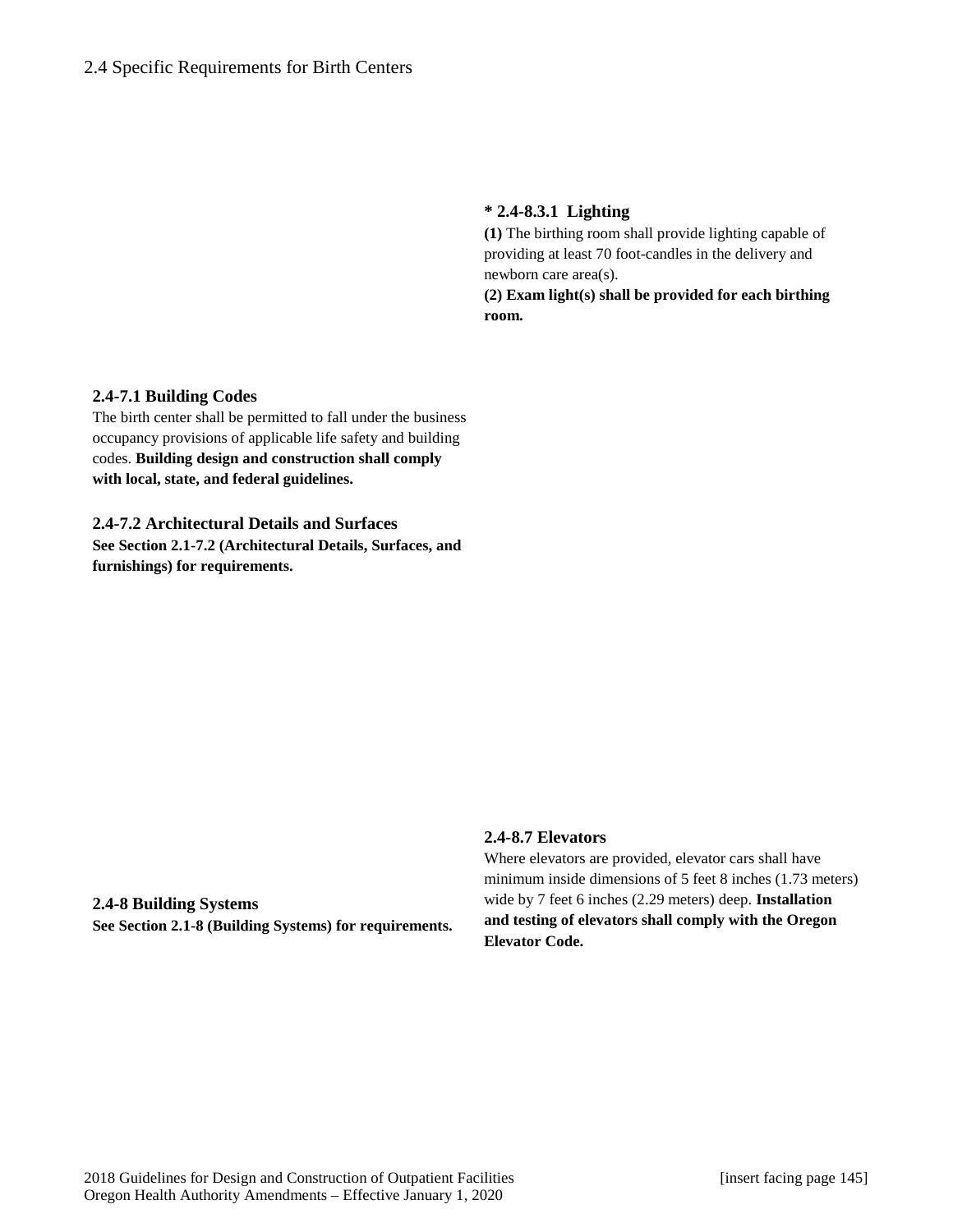### * 2.4-8.3.1 Lighting

**(1)** The birthing room shall provide lighting capable of providing at least 70 foot-candles in the delivery and newborn care area(s).

**(2) Exam light(s) shall be provided for each birthing room.**

### 2.4-7.1 Building Codes

The birth center shall be permitted to fall under the business occupancy provisions of applicable life safety and building codes. **Building design and construction shall comply with local, state, and federal guidelines.**

### 2.4-7.2 Architectural Details and Surfaces

**See Section 2.1-7.2 (Architectural Details, Surfaces, and furnishings) for requirements.**

### 2.4-8 Building Systems

**See Section 2.1-8 (Building Systems) for requirements.**

### 2.4-8.7 Elevators

Where elevators are provided, elevator cars shall have minimum inside dimensions of 5 feet 8 inches (1.73 meters) wide by 7 feet 6 inches (2.29 meters) deep. **Installation and testing of elevators shall comply with the Oregon Elevator Code.**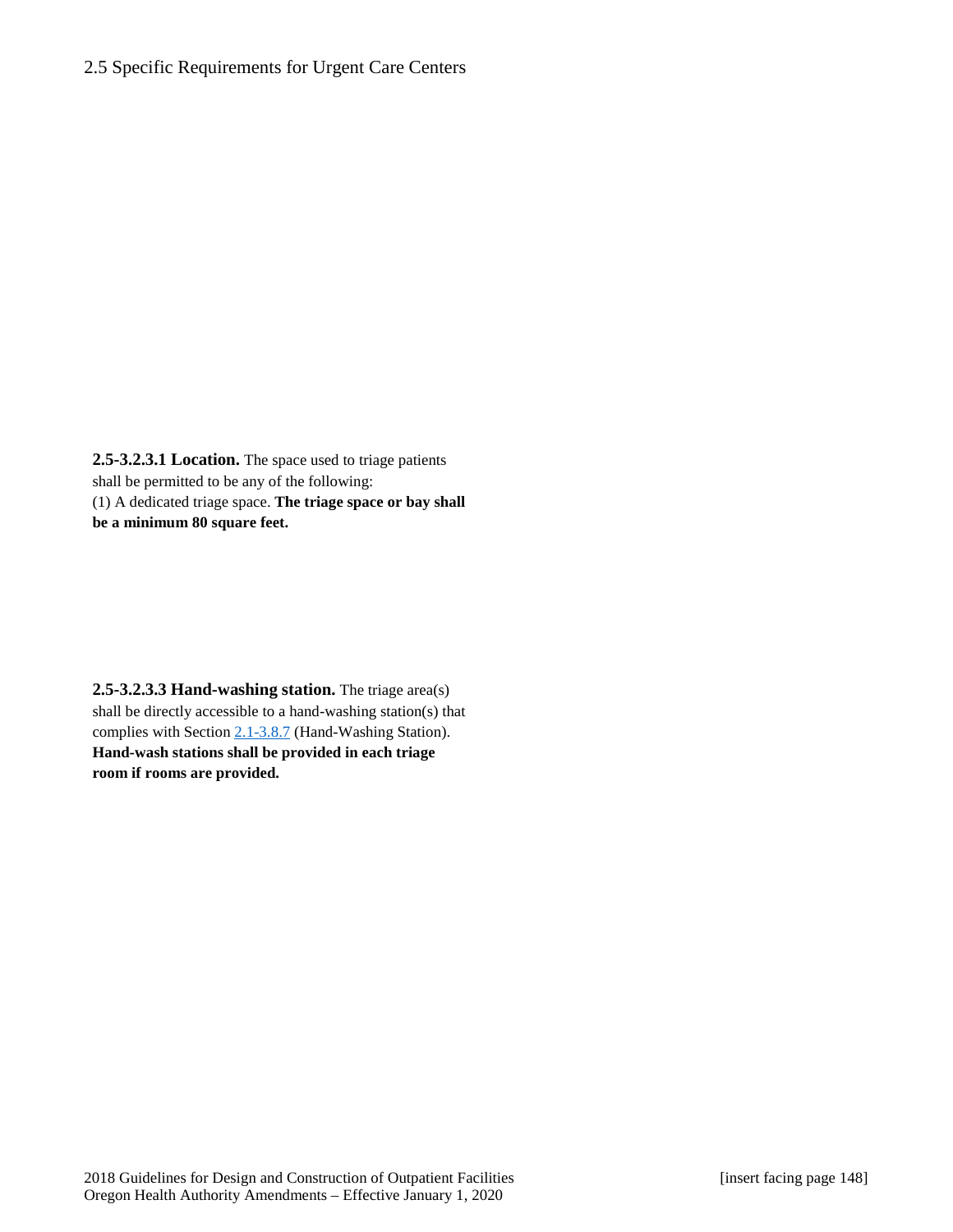## 2.5 Specific Requirements for Urgent Care Centers

**2.5-3.2.3.1 Location.** The space used to triage patients shall be permitted to be any of the following:
(1) A dedicated triage space. **The triage space or bay shall be a minimum 80 square feet.**

**2.5-3.2.3.3 Hand-washing station.** The triage area(s) shall be directly accessible to a hand-washing station(s) that complies with Section 2.1-3.8.7 (Hand-Washing Station). **Hand-wash stations shall be provided in each triage room if rooms are provided.**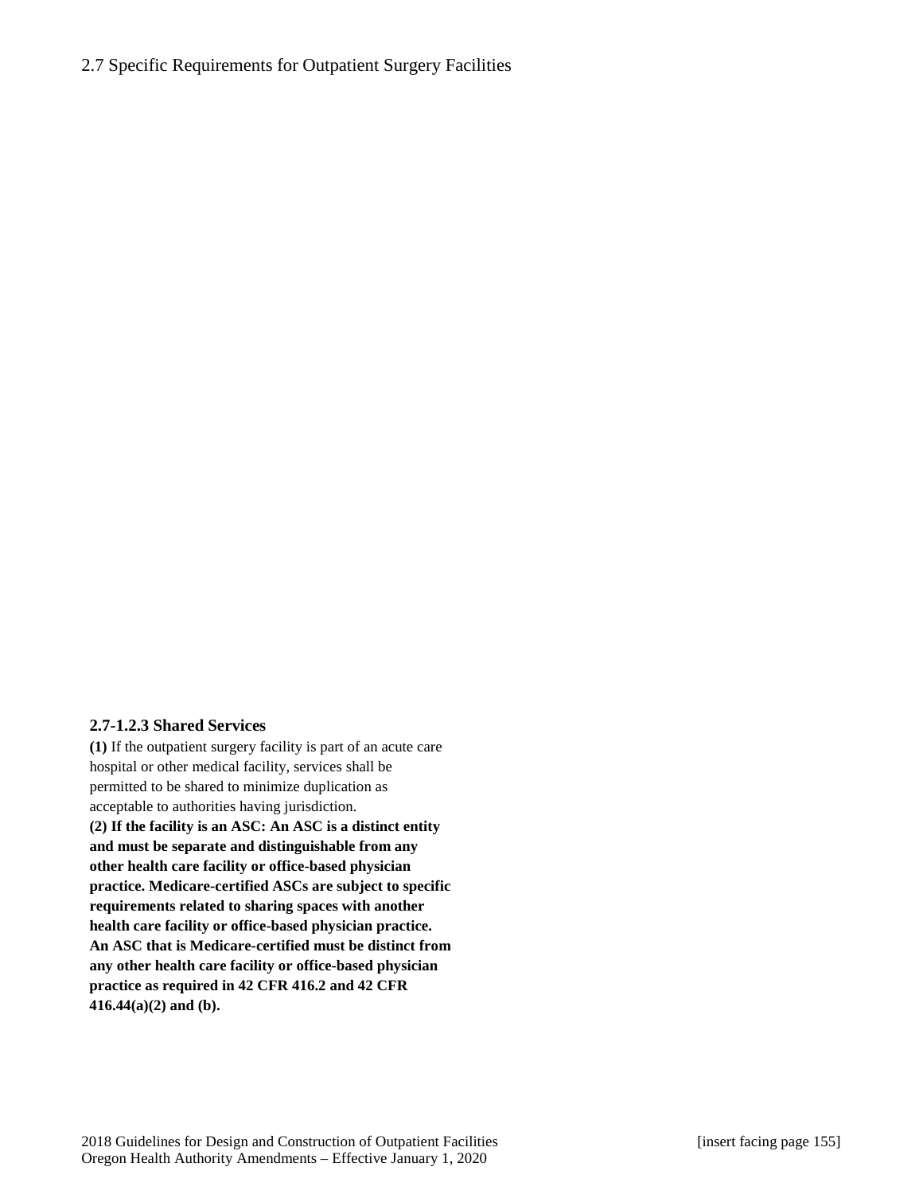## 2.7 Specific Requirements for Outpatient Surgery Facilities

### 2.7-1.2.3 Shared Services

**(1)** If the outpatient surgery facility is part of an acute care hospital or other medical facility, services shall be permitted to be shared to minimize duplication as acceptable to authorities having jurisdiction.

**(2) If the facility is an ASC: An ASC is a distinct entity and must be separate and distinguishable from any other health care facility or office-based physician practice. Medicare-certified ASCs are subject to specific requirements related to sharing spaces with another health care facility or office-based physician practice. An ASC that is Medicare-certified must be distinct from any other health care facility or office-based physician practice as required in 42 CFR 416.2 and 42 CFR 416.44(a)(2) and (b).**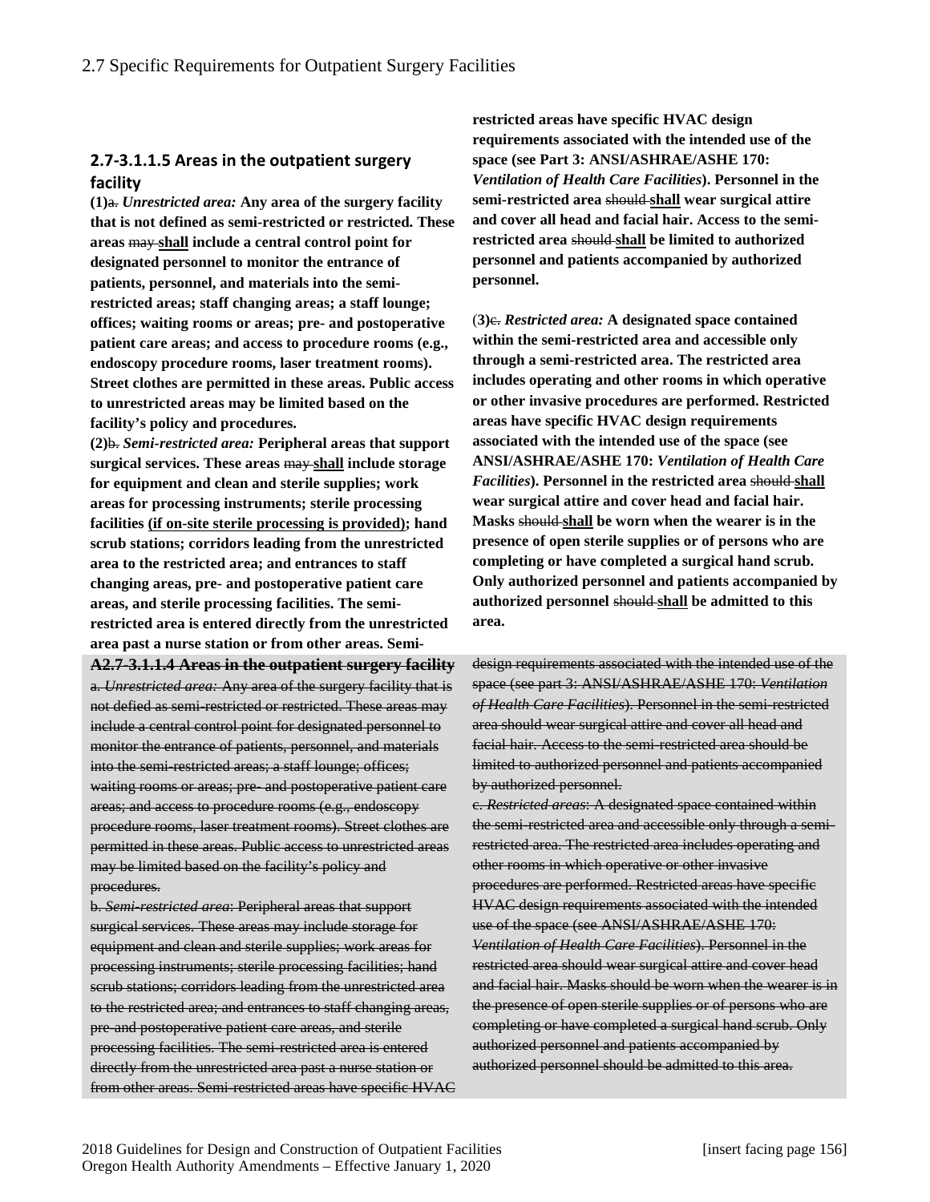## 2.7-3.1.1.5 Areas in the outpatient surgery facility

**(1)~~a.~~ *Unrestricted area:* Any area of the surgery facility that is not defined as semi-restricted or restricted. These areas ~~may~~ <u>shall</u> include a central control point for designated personnel to monitor the entrance of patients, personnel, and materials into the semi-restricted areas; staff changing areas; a staff lounge; offices; waiting rooms or areas; pre- and postoperative patient care areas; and access to procedure rooms (e.g., endoscopy procedure rooms, laser treatment rooms). Street clothes are permitted in these areas. Public access to unrestricted areas may be limited based on the facility's policy and procedures.**

**(2)~~b.~~ *Semi-restricted area:* Peripheral areas that support surgical services. These areas ~~may~~ <u>shall</u> include storage for equipment and clean and sterile supplies; work areas for processing instruments; sterile processing facilities <u>(if on-site sterile processing is provided)</u>; hand scrub stations; corridors leading from the unrestricted area to the restricted area; and entrances to staff changing areas, pre- and postoperative patient care areas, and sterile processing facilities. The semi-restricted area is entered directly from the unrestricted area past a nurse station or from other areas. Semi-restricted areas have specific HVAC design requirements associated with the intended use of the space (see Part 3: ANSI/ASHRAE/ASHE 170: *Ventilation of Health Care Facilities*). Personnel in the semi-restricted area ~~should~~ <u>shall</u> wear surgical attire and cover all head and facial hair. Access to the semi-restricted area ~~should~~ <u>shall</u> be limited to authorized personnel and patients accompanied by authorized personnel.**

**(3)~~c.~~ *Restricted area:* A designated space contained within the semi-restricted area and accessible only through a semi-restricted area. The restricted area includes operating and other rooms in which operative or other invasive procedures are performed. Restricted areas have specific HVAC design requirements associated with the intended use of the space (see ANSI/ASHRAE/ASHE 170: *Ventilation of Health Care Facilities*). Personnel in the restricted area ~~should~~ <u>shall</u> wear surgical attire and cover head and facial hair. Masks ~~should~~ <u>shall</u> be worn when the wearer is in the presence of open sterile supplies or of persons who are completing or have completed a surgical hand scrub. Only authorized personnel and patients accompanied by authorized personnel ~~should~~ <u>shall</u> be admitted to this area.**

~~**A2.7-3.1.1.4 Areas in the outpatient surgery facility**~~

~~a. *Unrestricted area:* Any area of the surgery facility that is not defied as semi-restricted or restricted. These areas may include a central control point for designated personnel to monitor the entrance of patients, personnel, and materials into the semi-restricted areas; a staff lounge; offices; waiting rooms or areas; pre- and postoperative patient care areas; and access to procedure rooms (e.g., endoscopy procedure rooms, laser treatment rooms). Street clothes are permitted in these areas. Public access to unrestricted areas may be limited based on the facility's policy and procedures.~~

~~b. *Semi-restricted area:* Peripheral areas that support surgical services. These areas may include storage for equipment and clean and sterile supplies; work areas for processing instruments; sterile processing facilities; hand scrub stations; corridors leading from the unrestricted area to the restricted area; and entrances to staff changing areas, pre-and postoperative patient care areas, and sterile processing facilities. The semi-restricted area is entered directly from the unrestricted area past a nurse station or from other areas. Semi-restricted areas have specific HVAC design requirements associated with the intended use of the space (see part 3: ANSI/ASHRAE/ASHE 170: *Ventilation of Health Care Facilities*). Personnel in the semi-restricted area should wear surgical attire and cover all head and facial hair. Access to the semi-restricted area should be limited to authorized personnel and patients accompanied by authorized personnel.~~

~~c. *Restricted areas*: A designated space contained within the semi-restricted area and accessible only through a semi-restricted area. The restricted area includes operating and other rooms in which operative or other invasive procedures are performed. Restricted areas have specific HVAC design requirements associated with the intended use of the space (see ANSI/ASHRAE/ASHE 170: *Ventilation of Health Care Facilities*). Personnel in the restricted area should wear surgical attire and cover head and facial hair. Masks should be worn when the wearer is in the presence of open sterile supplies or of persons who are completing or have completed a surgical hand scrub. Only authorized personnel and patients accompanied by authorized personnel should be admitted to this area.~~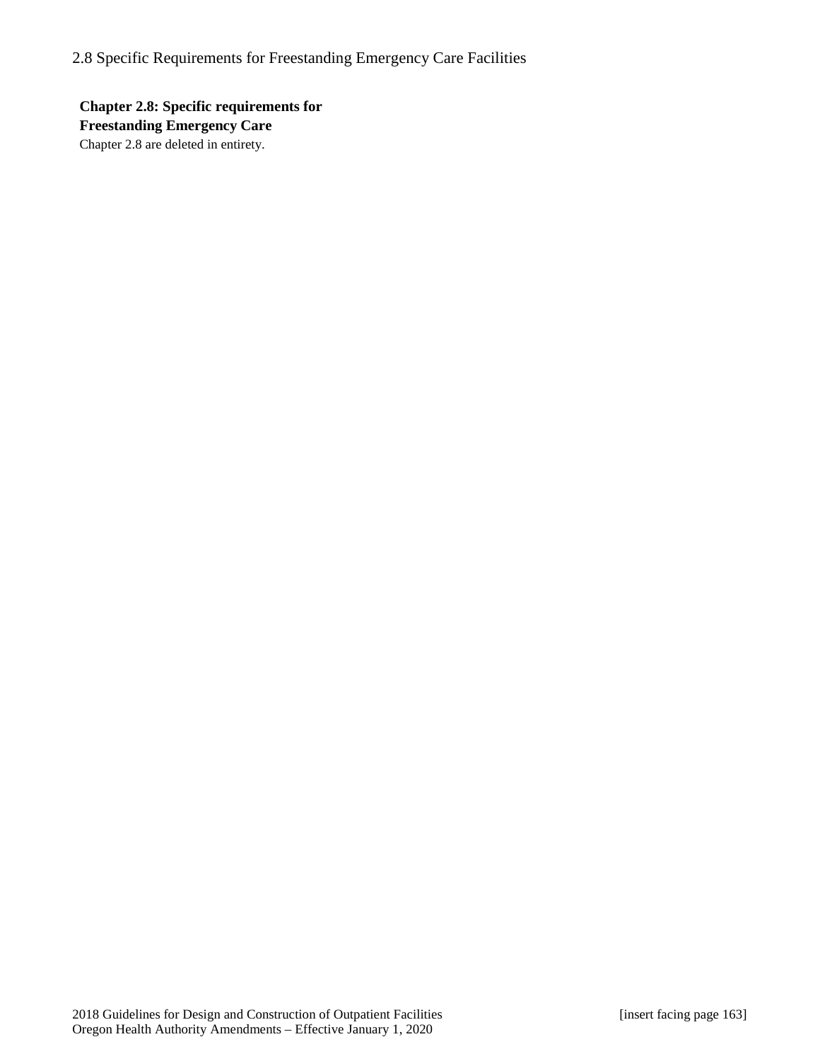## Chapter 2.8: Specific requirements for Freestanding Emergency Care

Chapter 2.8 are deleted in entirety.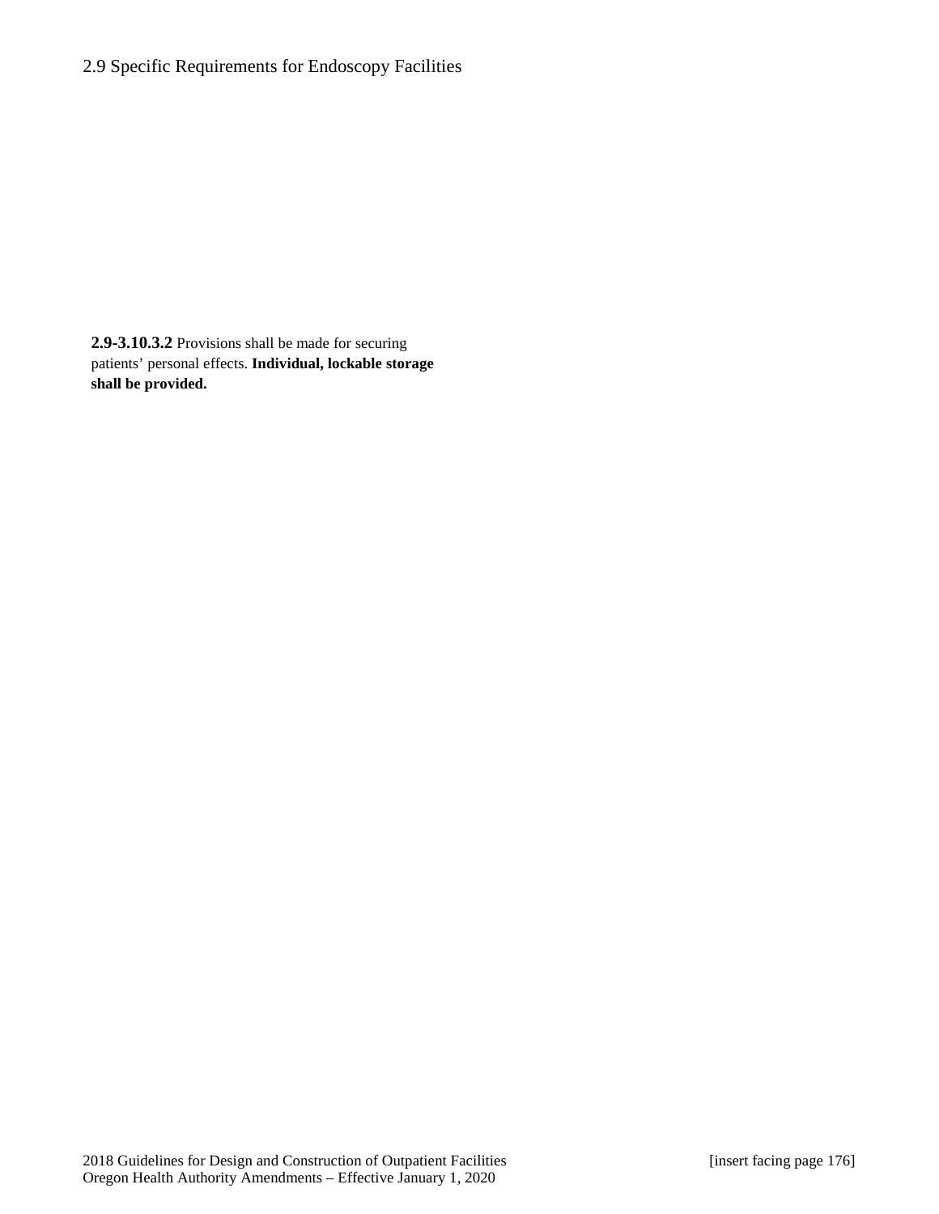**2.9-3.10.3.2** Provisions shall be made for securing patients' personal effects. **Individual, lockable storage shall be provided.**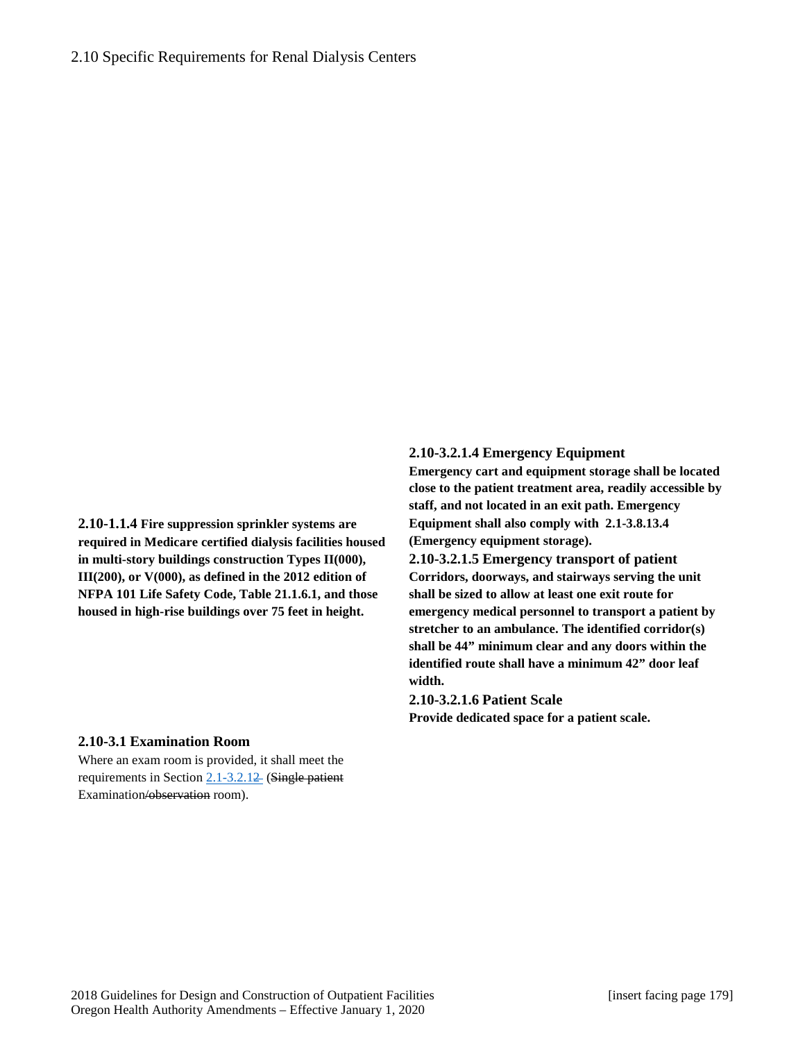# 2.10 Specific Requirements for Renal Dialysis Centers

**2.10-1.1.4 Fire suppression sprinkler systems are required in Medicare certified dialysis facilities housed in multi-story buildings construction Types II(000), III(200), or V(000), as defined in the 2012 edition of NFPA 101 Life Safety Code, Table 21.1.6.1, and those housed in high-rise buildings over 75 feet in height.**

### 2.10-3.1 Examination Room

Where an exam room is provided, it shall meet the requirements in Section 2.1-3.2.1~~2~~ (~~Single patient~~ Examination~~/observation~~ room).

### 2.10-3.2.1.4 Emergency Equipment

**Emergency cart and equipment storage shall be located close to the patient treatment area, readily accessible by staff, and not located in an exit path. Emergency Equipment shall also comply with 2.1-3.8.13.4 (Emergency equipment storage).**

### 2.10-3.2.1.5 Emergency transport of patient

**Corridors, doorways, and stairways serving the unit shall be sized to allow at least one exit route for emergency medical personnel to transport a patient by stretcher to an ambulance. The identified corridor(s) shall be 44" minimum clear and any doors within the identified route shall have a minimum 42" door leaf width.**

### 2.10-3.2.1.6 Patient Scale

**Provide dedicated space for a patient scale.**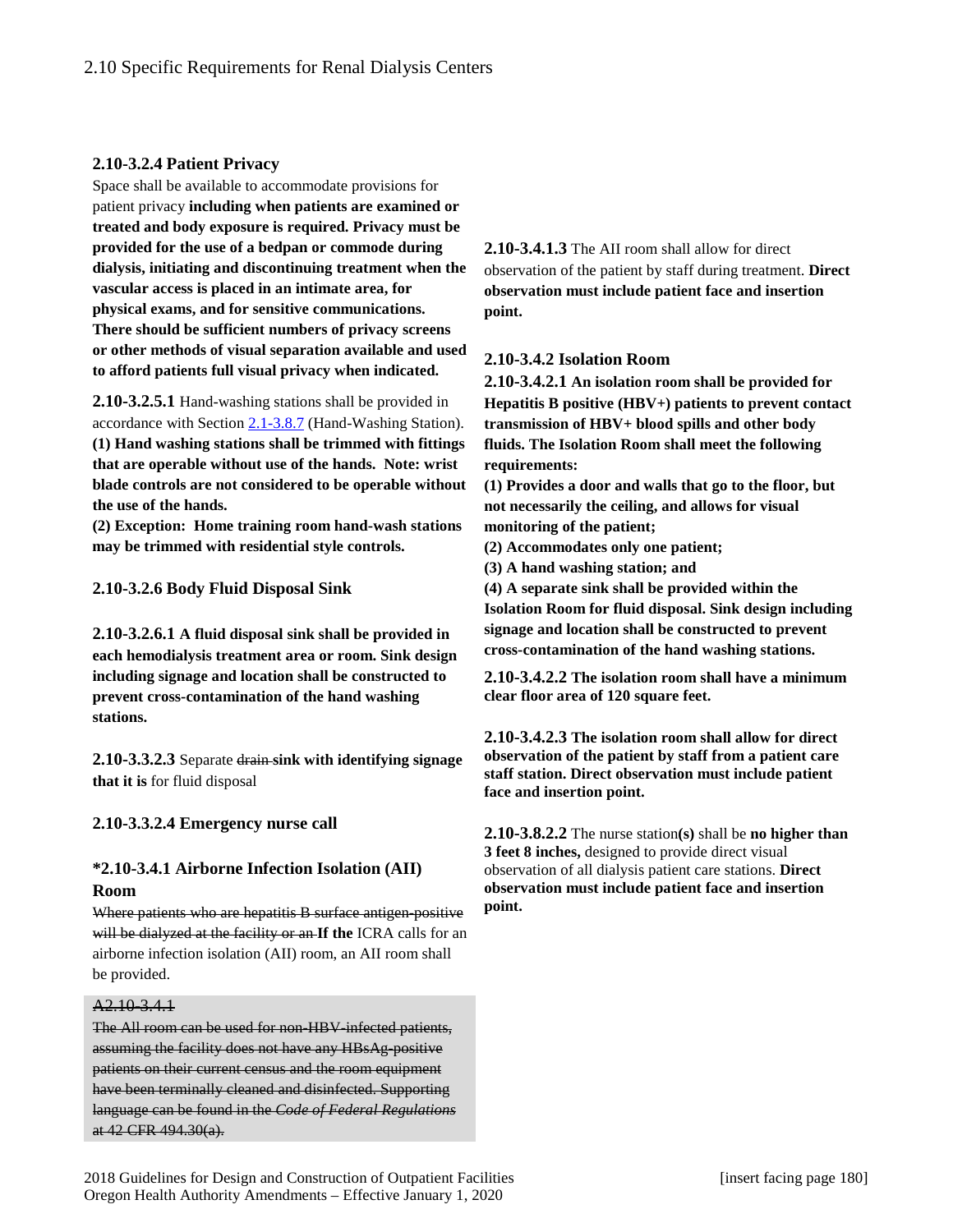## 2.10 Specific Requirements for Renal Dialysis Centers

### 2.10-3.2.4 Patient Privacy

Space shall be available to accommodate provisions for patient privacy **including when patients are examined or treated and body exposure is required. Privacy must be provided for the use of a bedpan or commode during dialysis, initiating and discontinuing treatment when the vascular access is placed in an intimate area, for physical exams, and for sensitive communications. There should be sufficient numbers of privacy screens or other methods of visual separation available and used to afford patients full visual privacy when indicated.**

**2.10-3.2.5.1** Hand-washing stations shall be provided in accordance with Section 2.1-3.8.7 (Hand-Washing Station).
**(1) Hand washing stations shall be trimmed with fittings that are operable without use of the hands. Note: wrist blade controls are not considered to be operable without the use of the hands.**
**(2) Exception: Home training room hand-wash stations may be trimmed with residential style controls.**

### 2.10-3.2.6 Body Fluid Disposal Sink

**2.10-3.2.6.1 A fluid disposal sink shall be provided in each hemodialysis treatment area or room. Sink design including signage and location shall be constructed to prevent cross-contamination of the hand washing stations.**

**2.10-3.3.2.3** Separate ~~drain~~ **sink with identifying signage that it is** for fluid disposal

### 2.10-3.3.2.4 Emergency nurse call

### *2.10-3.4.1 Airborne Infection Isolation (AII) Room

~~Where patients who are hepatitis B surface antigen-positive will be dialyzed at the facility or an~~ **If the** ICRA calls for an airborne infection isolation (AII) room, an AII room shall be provided.

> ~~A2.10-3.4.1~~
>
> ~~The AII room can be used for non-HBV-infected patients, assuming the facility does not have any HBsAg-positive patients on their current census and the room equipment have been terminally cleaned and disinfected. Supporting language can be found in the *Code of Federal Regulations* at 42 CFR 494.30(a).~~

**2.10-3.4.1.3** The AII room shall allow for direct observation of the patient by staff during treatment. **Direct observation must include patient face and insertion point.**

### 2.10-3.4.2 Isolation Room

**2.10-3.4.2.1 An isolation room shall be provided for Hepatitis B positive (HBV+) patients to prevent contact transmission of HBV+ blood spills and other body fluids. The Isolation Room shall meet the following requirements:**
**(1) Provides a door and walls that go to the floor, but not necessarily the ceiling, and allows for visual monitoring of the patient;**
**(2) Accommodates only one patient;**
**(3) A hand washing station; and**
**(4) A separate sink shall be provided within the Isolation Room for fluid disposal. Sink design including signage and location shall be constructed to prevent cross-contamination of the hand washing stations.**

**2.10-3.4.2.2 The isolation room shall have a minimum clear floor area of 120 square feet.**

**2.10-3.4.2.3 The isolation room shall allow for direct observation of the patient by staff from a patient care staff station. Direct observation must include patient face and insertion point.**

**2.10-3.8.2.2** The nurse station**(s)** shall be **no higher than 3 feet 8 inches,** designed to provide direct visual observation of all dialysis patient care stations. **Direct observation must include patient face and insertion point.**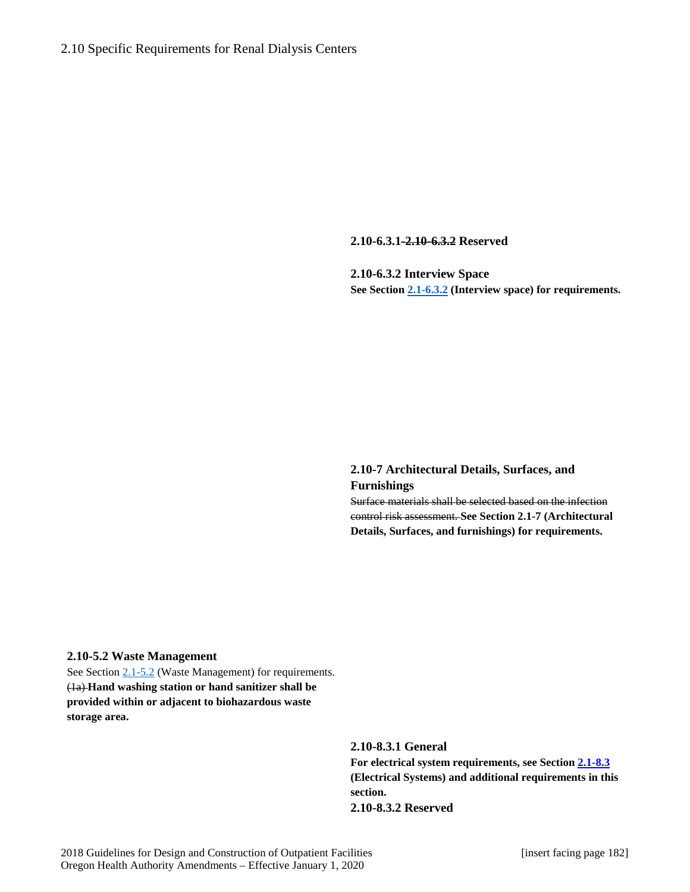# 2.10 Specific Requirements for Renal Dialysis Centers

**2.10-6.3.1 ~~-2.10-6.3.2~~ Reserved**

**2.10-6.3.2 Interview Space**

**See Section 2.1-6.3.2 (Interview space) for requirements.**

**2.10-7 Architectural Details, Surfaces, and Furnishings**

~~Surface materials shall be selected based on the infection control risk assessment.~~ **See Section 2.1-7 (Architectural Details, Surfaces, and furnishings) for requirements.**

**2.10-5.2 Waste Management**

See Section 2.1-5.2 (Waste Management) for requirements.

~~(1a)~~ **Hand washing station or hand sanitizer shall be provided within or adjacent to biohazardous waste storage area.**

**2.10-8.3.1 General**

**For electrical system requirements, see Section 2.1-8.3 (Electrical Systems) and additional requirements in this section.**

**2.10-8.3.2 Reserved**

2018 Guidelines for Design and Construction of Outpatient Facilities [insert facing page 182]
Oregon Health Authority Amendments – Effective January 1, 2020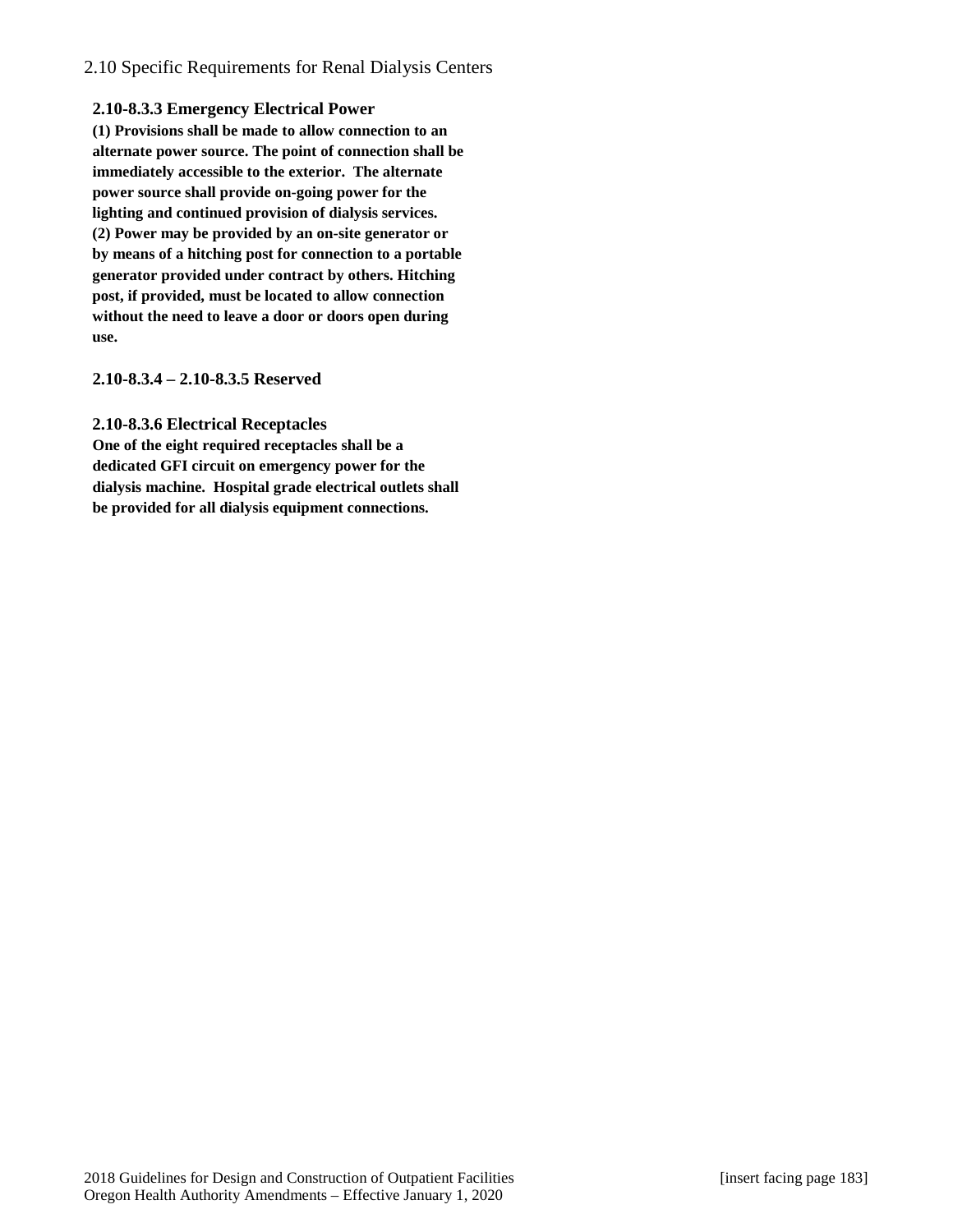## 2.10 Specific Requirements for Renal Dialysis Centers

### 2.10-8.3.3 Emergency Electrical Power

**(1) Provisions shall be made to allow connection to an alternate power source. The point of connection shall be immediately accessible to the exterior. The alternate power source shall provide on-going power for the lighting and continued provision of dialysis services.**

**(2) Power may be provided by an on-site generator or by means of a hitching post for connection to a portable generator provided under contract by others. Hitching post, if provided, must be located to allow connection without the need to leave a door or doors open during use.**

### 2.10-8.3.4 – 2.10-8.3.5 Reserved

### 2.10-8.3.6 Electrical Receptacles

**One of the eight required receptacles shall be a dedicated GFI circuit on emergency power for the dialysis machine. Hospital grade electrical outlets shall be provided for all dialysis equipment connections.**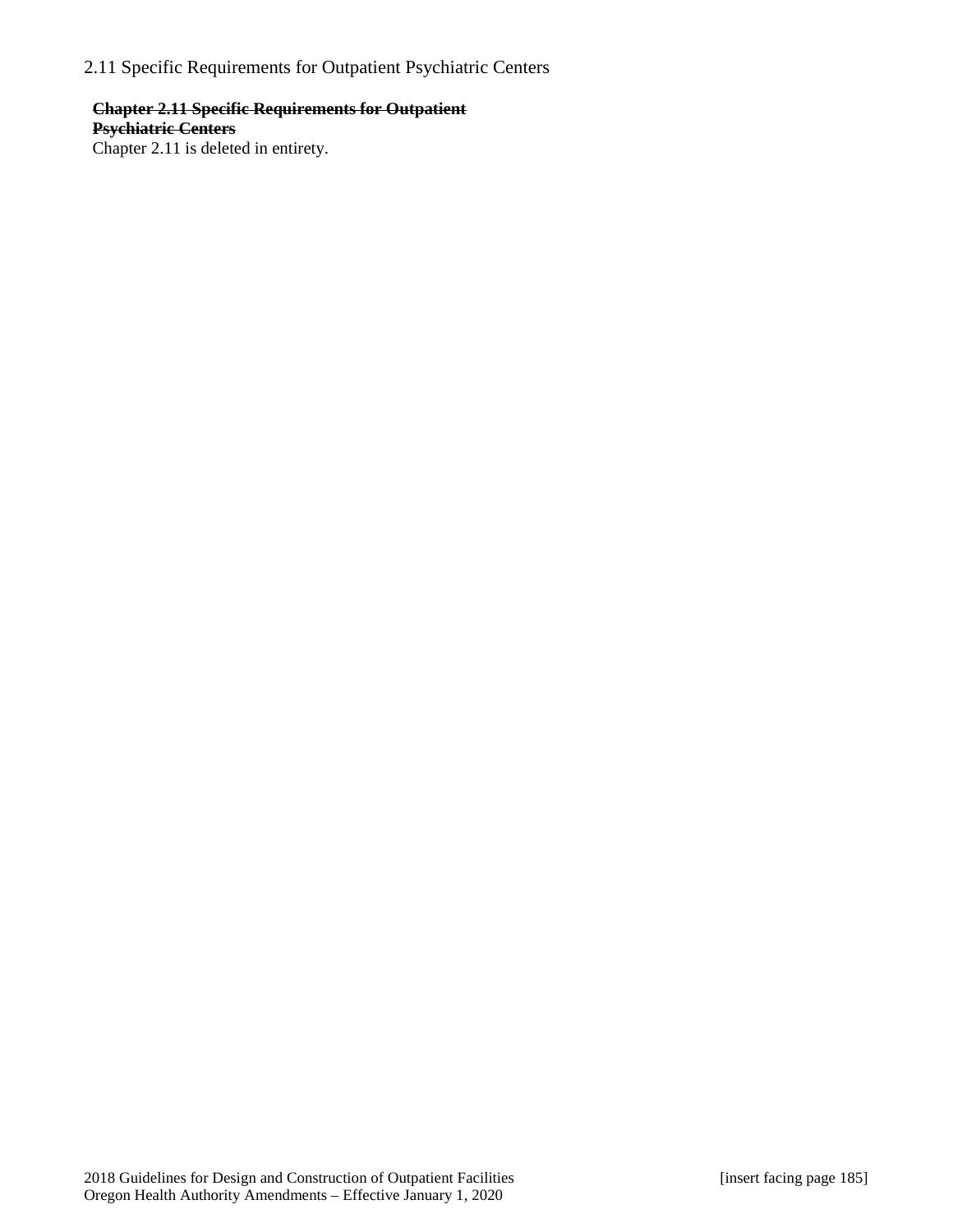## 2.11 Specific Requirements for Outpatient Psychiatric Centers

~~**Chapter 2.11 Specific Requirements for Outpatient Psychiatric Centers**~~

Chapter 2.11 is deleted in entirety.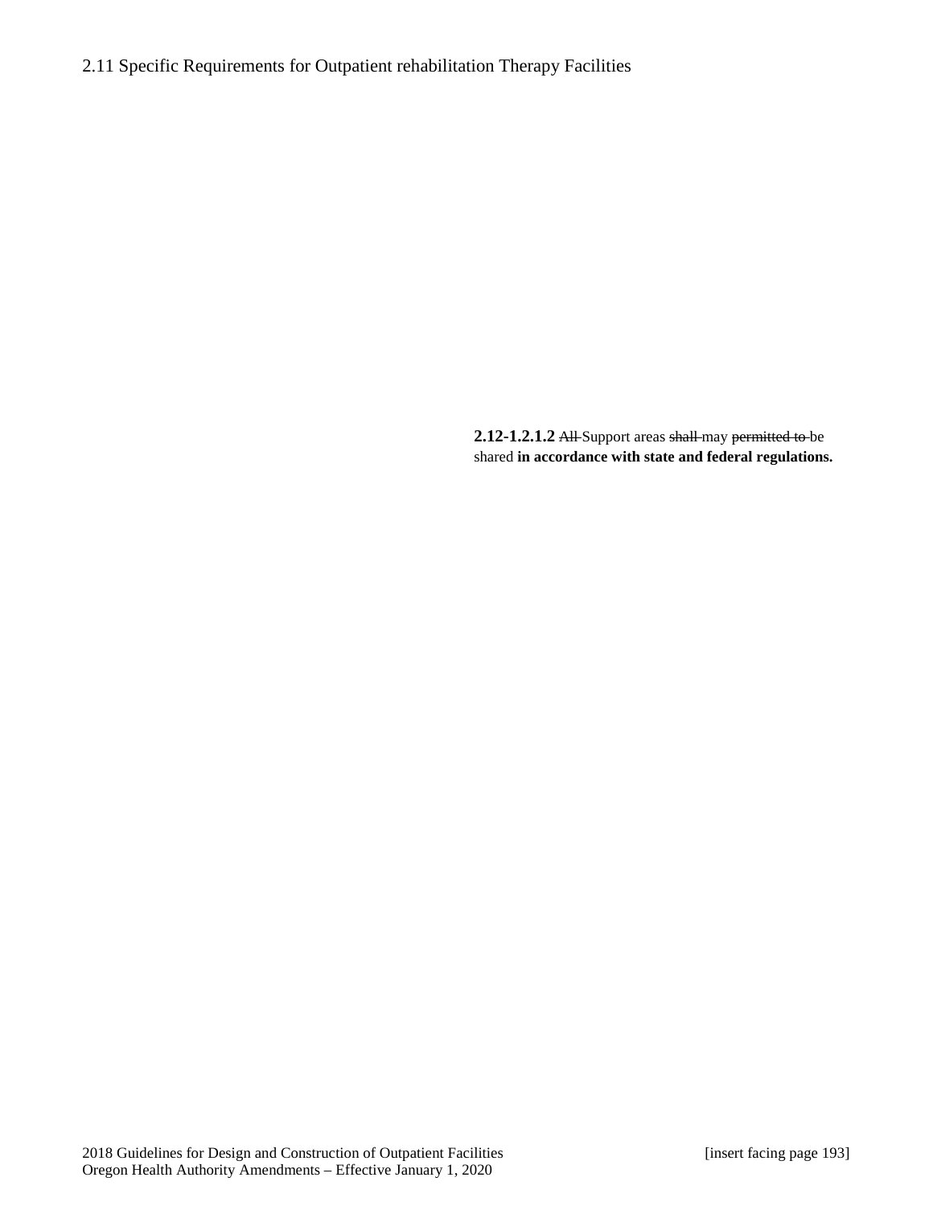## 2.11 Specific Requirements for Outpatient rehabilitation Therapy Facilities

**2.12-1.2.1.2** ~~All~~ Support areas ~~shall~~ may ~~permitted to~~ be shared **in accordance with state and federal regulations.**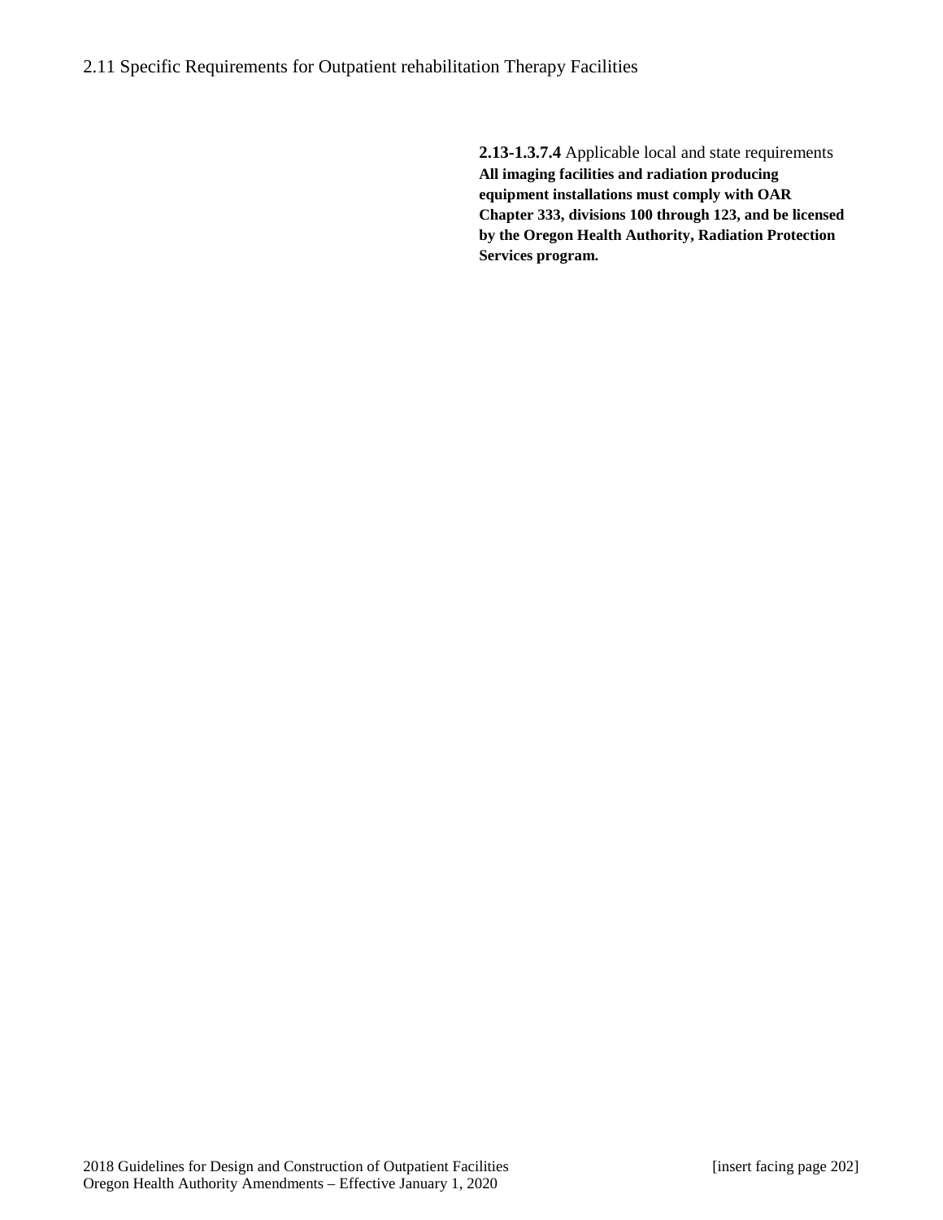2.11 Specific Requirements for Outpatient rehabilitation Therapy Facilities

**2.13-1.3.7.4** Applicable local and state requirements
**All imaging facilities and radiation producing equipment installations must comply with OAR Chapter 333, divisions 100 through 123, and be licensed by the Oregon Health Authority, Radiation Protection Services program.**